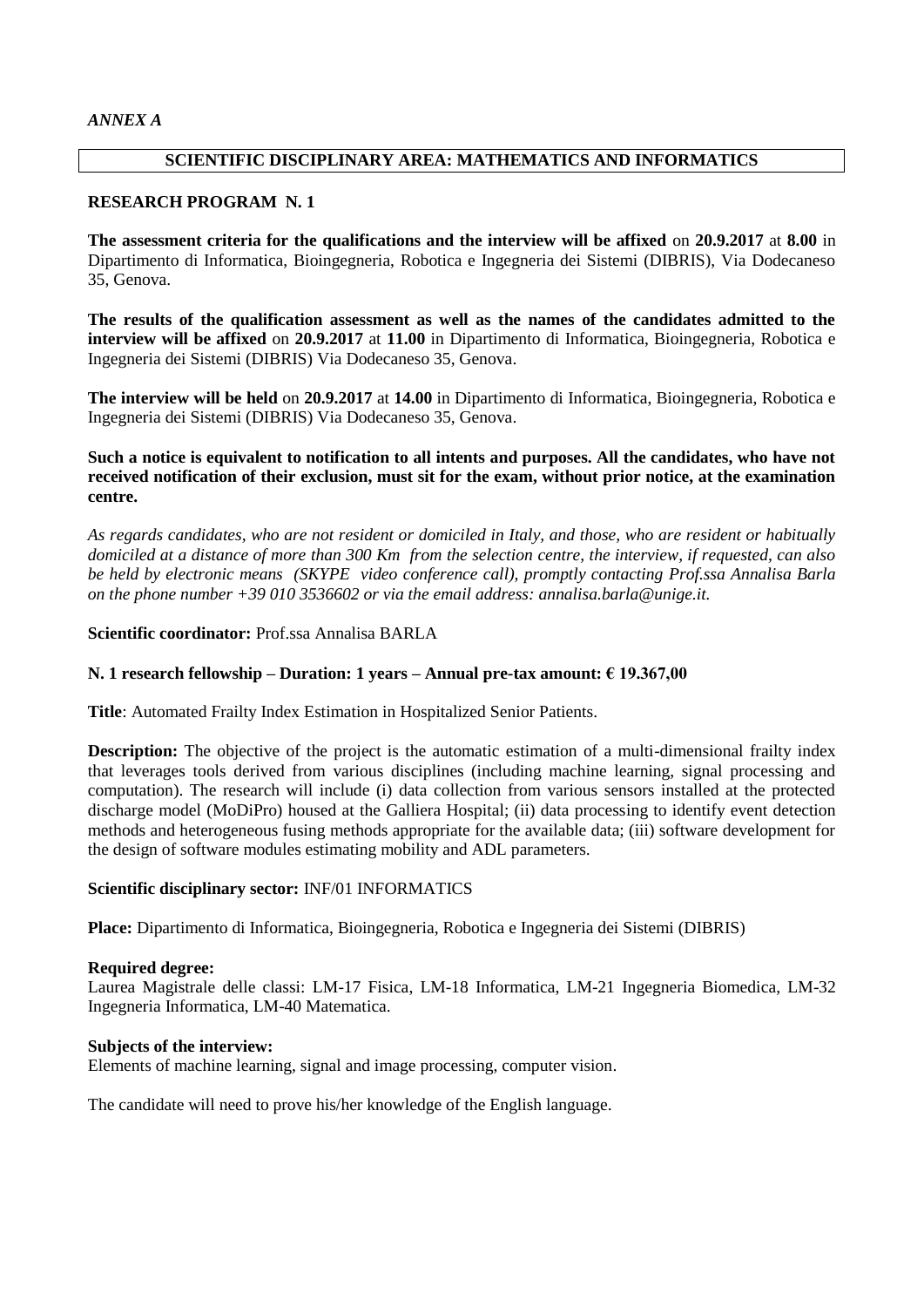*ANNEX A*

## SCIENTIFIC DISCIPLINARY AREA: MATHEMATICS AND INFORMATICS

### RESEARCH PROGRAM N. 1

**The assessment criteria for the qualifications and the interview will be affixed** on **20.9.2017** at **8.00** in Dipartimento di Informatica, Bioingegneria, Robotica e Ingegneria dei Sistemi (DIBRIS), Via Dodecaneso 35, Genova.

**The results of the qualification assessment as well as the names of the candidates admitted to the interview will be affixed** on **20.9.2017** at **11.00** in Dipartimento di Informatica, Bioingegneria, Robotica e Ingegneria dei Sistemi (DIBRIS) Via Dodecaneso 35, Genova.

**The interview will be held** on **20.9.2017** at **14.00** in Dipartimento di Informatica, Bioingegneria, Robotica e Ingegneria dei Sistemi (DIBRIS) Via Dodecaneso 35, Genova.

**Such a notice is equivalent to notification to all intents and purposes. All the candidates, who have not received notification of their exclusion, must sit for the exam, without prior notice, at the examination centre.**

*As regards candidates, who are not resident or domiciled in Italy, and those, who are resident or habitually domiciled at a distance of more than 300 Km from the selection centre, the interview, if requested, can also be held by electronic means (SKYPE video conference call), promptly contacting Prof.ssa Annalisa Barla on the phone number +39 010 3536602 or via the email address: annalisa.barla@unige.it.*

**Scientific coordinator:** Prof.ssa Annalisa BARLA

**N. 1 research fellowship – Duration: 1 years – Annual pre-tax amount: € 19.367,00**

**Title**: Automated Frailty Index Estimation in Hospitalized Senior Patients.

**Description:** The objective of the project is the automatic estimation of a multi-dimensional frailty index that leverages tools derived from various disciplines (including machine learning, signal processing and computation). The research will include (i) data collection from various sensors installed at the protected discharge model (MoDiPro) housed at the Galliera Hospital; (ii) data processing to identify event detection methods and heterogeneous fusing methods appropriate for the available data; (iii) software development for the design of software modules estimating mobility and ADL parameters.

**Scientific disciplinary sector:** INF/01 INFORMATICS

**Place:** Dipartimento di Informatica, Bioingegneria, Robotica e Ingegneria dei Sistemi (DIBRIS)

**Required degree:**
Laurea Magistrale delle classi: LM-17 Fisica, LM-18 Informatica, LM-21 Ingegneria Biomedica, LM-32 Ingegneria Informatica, LM-40 Matematica.

**Subjects of the interview:**
Elements of machine learning, signal and image processing, computer vision.

The candidate will need to prove his/her knowledge of the English language.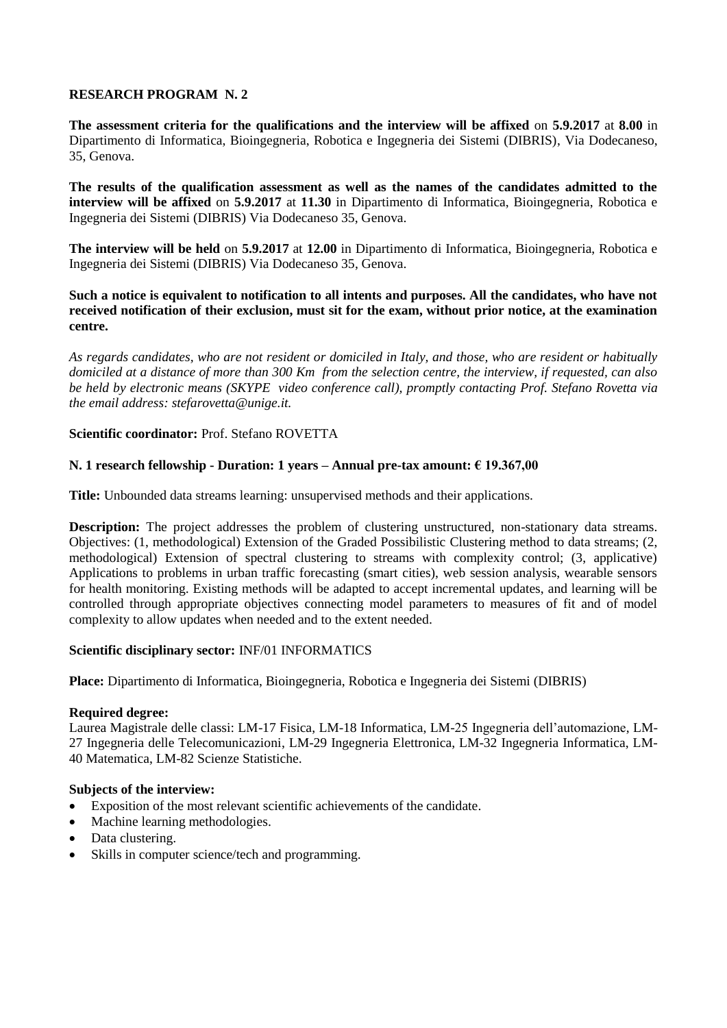**RESEARCH PROGRAM N. 2**

**The assessment criteria for the qualifications and the interview will be affixed** on **5.9.2017** at **8.00** in Dipartimento di Informatica, Bioingegneria, Robotica e Ingegneria dei Sistemi (DIBRIS), Via Dodecaneso, 35, Genova.

**The results of the qualification assessment as well as the names of the candidates admitted to the interview will be affixed** on **5.9.2017** at **11.30** in Dipartimento di Informatica, Bioingegneria, Robotica e Ingegneria dei Sistemi (DIBRIS) Via Dodecaneso 35, Genova.

**The interview will be held** on **5.9.2017** at **12.00** in Dipartimento di Informatica, Bioingegneria, Robotica e Ingegneria dei Sistemi (DIBRIS) Via Dodecaneso 35, Genova.

**Such a notice is equivalent to notification to all intents and purposes. All the candidates, who have not received notification of their exclusion, must sit for the exam, without prior notice, at the examination centre.**

*As regards candidates, who are not resident or domiciled in Italy, and those, who are resident or habitually domiciled at a distance of more than 300 Km from the selection centre, the interview, if requested, can also be held by electronic means (SKYPE video conference call), promptly contacting Prof. Stefano Rovetta via the email address: stefarovetta@unige.it.*

**Scientific coordinator:** Prof. Stefano ROVETTA

**N. 1 research fellowship - Duration: 1 years – Annual pre-tax amount: € 19.367,00**

**Title:** Unbounded data streams learning: unsupervised methods and their applications.

**Description:** The project addresses the problem of clustering unstructured, non-stationary data streams. Objectives: (1, methodological) Extension of the Graded Possibilistic Clustering method to data streams; (2, methodological) Extension of spectral clustering to streams with complexity control; (3, applicative) Applications to problems in urban traffic forecasting (smart cities), web session analysis, wearable sensors for health monitoring. Existing methods will be adapted to accept incremental updates, and learning will be controlled through appropriate objectives connecting model parameters to measures of fit and of model complexity to allow updates when needed and to the extent needed.

**Scientific disciplinary sector:** INF/01 INFORMATICS

**Place:** Dipartimento di Informatica, Bioingegneria, Robotica e Ingegneria dei Sistemi (DIBRIS)

**Required degree:**
Laurea Magistrale delle classi: LM-17 Fisica, LM-18 Informatica, LM-25 Ingegneria dell'automazione, LM-27 Ingegneria delle Telecomunicazioni, LM-29 Ingegneria Elettronica, LM-32 Ingegneria Informatica, LM-40 Matematica, LM-82 Scienze Statistiche.

**Subjects of the interview:**

- Exposition of the most relevant scientific achievements of the candidate.
- Machine learning methodologies.
- Data clustering.
- Skills in computer science/tech and programming.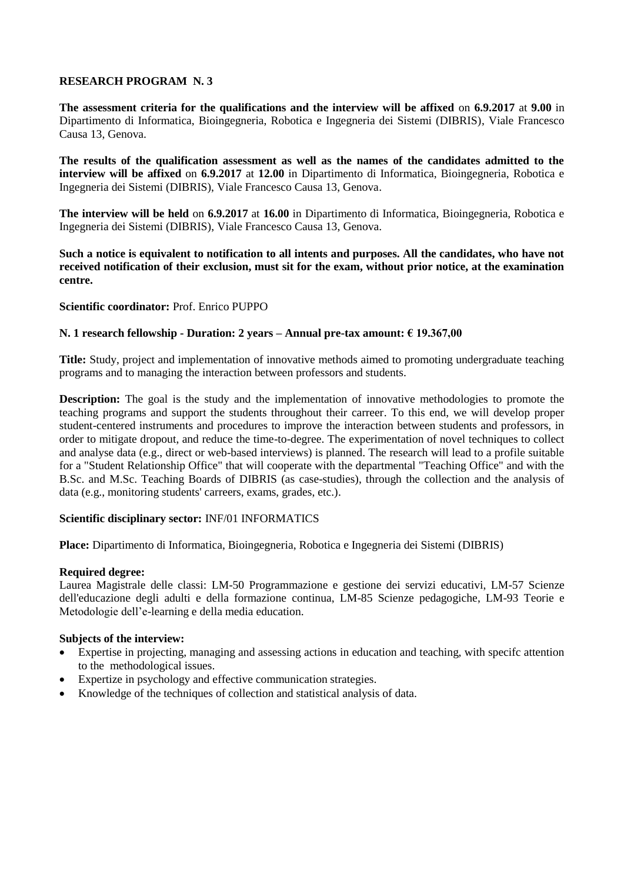**RESEARCH PROGRAM N. 3**

**The assessment criteria for the qualifications and the interview will be affixed** on **6.9.2017** at **9.00** in Dipartimento di Informatica, Bioingegneria, Robotica e Ingegneria dei Sistemi (DIBRIS), Viale Francesco Causa 13, Genova.

**The results of the qualification assessment as well as the names of the candidates admitted to the interview will be affixed** on **6.9.2017** at **12.00** in Dipartimento di Informatica, Bioingegneria, Robotica e Ingegneria dei Sistemi (DIBRIS), Viale Francesco Causa 13, Genova.

**The interview will be held** on **6.9.2017** at **16.00** in Dipartimento di Informatica, Bioingegneria, Robotica e Ingegneria dei Sistemi (DIBRIS), Viale Francesco Causa 13, Genova.

**Such a notice is equivalent to notification to all intents and purposes. All the candidates, who have not received notification of their exclusion, must sit for the exam, without prior notice, at the examination centre.**

**Scientific coordinator:** Prof. Enrico PUPPO

**N. 1 research fellowship - Duration: 2 years – Annual pre-tax amount: € 19.367,00**

**Title:** Study, project and implementation of innovative methods aimed to promoting undergraduate teaching programs and to managing the interaction between professors and students.

**Description:** The goal is the study and the implementation of innovative methodologies to promote the teaching programs and support the students throughout their carreer. To this end, we will develop proper student-centered instruments and procedures to improve the interaction between students and professors, in order to mitigate dropout, and reduce the time-to-degree. The experimentation of novel techniques to collect and analyse data (e.g., direct or web-based interviews) is planned. The research will lead to a profile suitable for a "Student Relationship Office" that will cooperate with the departmental "Teaching Office" and with the B.Sc. and M.Sc. Teaching Boards of DIBRIS (as case-studies), through the collection and the analysis of data (e.g., monitoring students' carreers, exams, grades, etc.).

**Scientific disciplinary sector:** INF/01 INFORMATICS

**Place:** Dipartimento di Informatica, Bioingegneria, Robotica e Ingegneria dei Sistemi (DIBRIS)

**Required degree:**
Laurea Magistrale delle classi: LM-50 Programmazione e gestione dei servizi educativi, LM-57 Scienze dell'educazione degli adulti e della formazione continua, LM-85 Scienze pedagogiche, LM-93 Teorie e Metodologie dell'e-learning e della media education.

**Subjects of the interview:**

- Expertise in projecting, managing and assessing actions in education and teaching, with specifc attention to the methodological issues.
- Expertize in psychology and effective communication strategies.
- Knowledge of the techniques of collection and statistical analysis of data.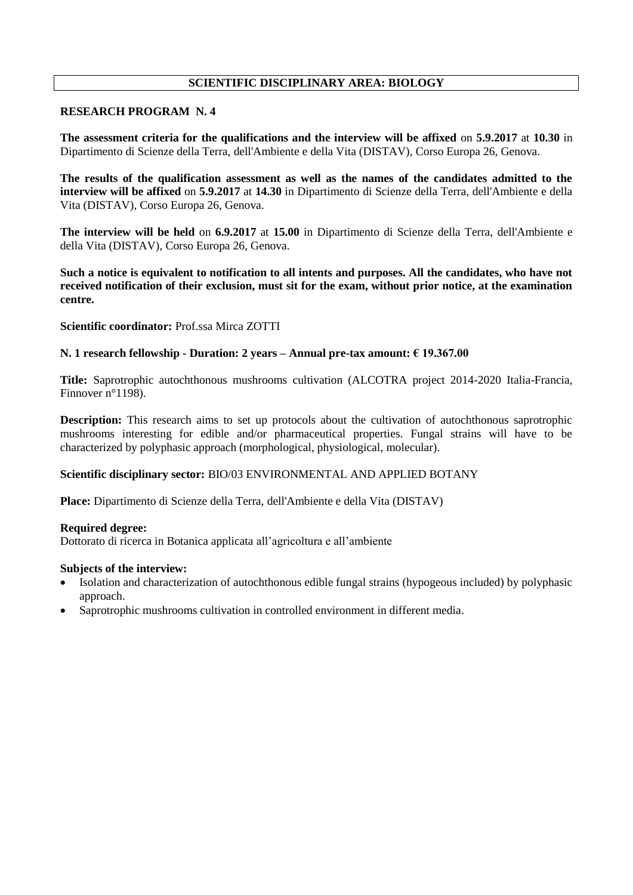## SCIENTIFIC DISCIPLINARY AREA: BIOLOGY

### RESEARCH PROGRAM N. 4

**The assessment criteria for the qualifications and the interview will be affixed** on **5.9.2017** at **10.30** in Dipartimento di Scienze della Terra, dell'Ambiente e della Vita (DISTAV), Corso Europa 26, Genova.

**The results of the qualification assessment as well as the names of the candidates admitted to the interview will be affixed** on **5.9.2017** at **14.30** in Dipartimento di Scienze della Terra, dell'Ambiente e della Vita (DISTAV), Corso Europa 26, Genova.

**The interview will be held** on **6.9.2017** at **15.00** in Dipartimento di Scienze della Terra, dell'Ambiente e della Vita (DISTAV), Corso Europa 26, Genova.

**Such a notice is equivalent to notification to all intents and purposes. All the candidates, who have not received notification of their exclusion, must sit for the exam, without prior notice, at the examination centre.**

**Scientific coordinator:** Prof.ssa Mirca ZOTTI

**N. 1 research fellowship - Duration: 2 years – Annual pre-tax amount: € 19.367.00**

**Title:** Saprotrophic autochthonous mushrooms cultivation (ALCOTRA project 2014-2020 Italia-Francia, Finnover n°1198).

**Description:** This research aims to set up protocols about the cultivation of autochthonous saprotrophic mushrooms interesting for edible and/or pharmaceutical properties. Fungal strains will have to be characterized by polyphasic approach (morphological, physiological, molecular).

**Scientific disciplinary sector:** BIO/03 ENVIRONMENTAL AND APPLIED BOTANY

**Place:** Dipartimento di Scienze della Terra, dell'Ambiente e della Vita (DISTAV)

**Required degree:**
Dottorato di ricerca in Botanica applicata all'agricoltura e all'ambiente

**Subjects of the interview:**

- Isolation and characterization of autochthonous edible fungal strains (hypogeous included) by polyphasic approach.
- Saprotrophic mushrooms cultivation in controlled environment in different media.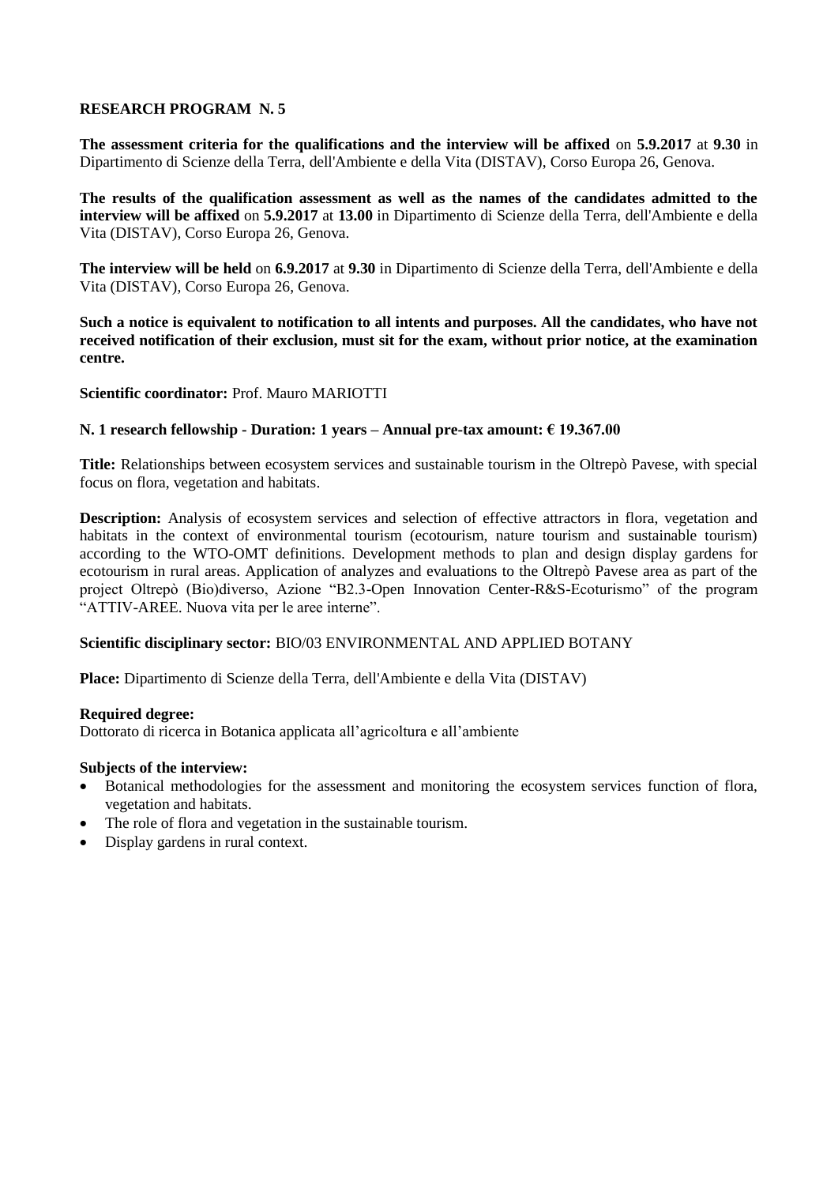## RESEARCH PROGRAM N. 5

**The assessment criteria for the qualifications and the interview will be affixed** on **5.9.2017** at **9.30** in Dipartimento di Scienze della Terra, dell'Ambiente e della Vita (DISTAV), Corso Europa 26, Genova.

**The results of the qualification assessment as well as the names of the candidates admitted to the interview will be affixed** on **5.9.2017** at **13.00** in Dipartimento di Scienze della Terra, dell'Ambiente e della Vita (DISTAV), Corso Europa 26, Genova.

**The interview will be held** on **6.9.2017** at **9.30** in Dipartimento di Scienze della Terra, dell'Ambiente e della Vita (DISTAV), Corso Europa 26, Genova.

**Such a notice is equivalent to notification to all intents and purposes. All the candidates, who have not received notification of their exclusion, must sit for the exam, without prior notice, at the examination centre.**

**Scientific coordinator:** Prof. Mauro MARIOTTI

**N. 1 research fellowship - Duration: 1 years – Annual pre-tax amount: € 19.367.00**

**Title:** Relationships between ecosystem services and sustainable tourism in the Oltrepò Pavese, with special focus on flora, vegetation and habitats.

**Description:** Analysis of ecosystem services and selection of effective attractors in flora, vegetation and habitats in the context of environmental tourism (ecotourism, nature tourism and sustainable tourism) according to the WTO-OMT definitions. Development methods to plan and design display gardens for ecotourism in rural areas. Application of analyzes and evaluations to the Oltrepò Pavese area as part of the project Oltrepò (Bio)diverso, Azione "B2.3-Open Innovation Center-R&S-Ecoturismo" of the program "ATTIV-AREE. Nuova vita per le aree interne".

**Scientific disciplinary sector:** BIO/03 ENVIRONMENTAL AND APPLIED BOTANY

**Place:** Dipartimento di Scienze della Terra, dell'Ambiente e della Vita (DISTAV)

**Required degree:**
Dottorato di ricerca in Botanica applicata all'agricoltura e all'ambiente

**Subjects of the interview:**

- Botanical methodologies for the assessment and monitoring the ecosystem services function of flora, vegetation and habitats.
- The role of flora and vegetation in the sustainable tourism.
- Display gardens in rural context.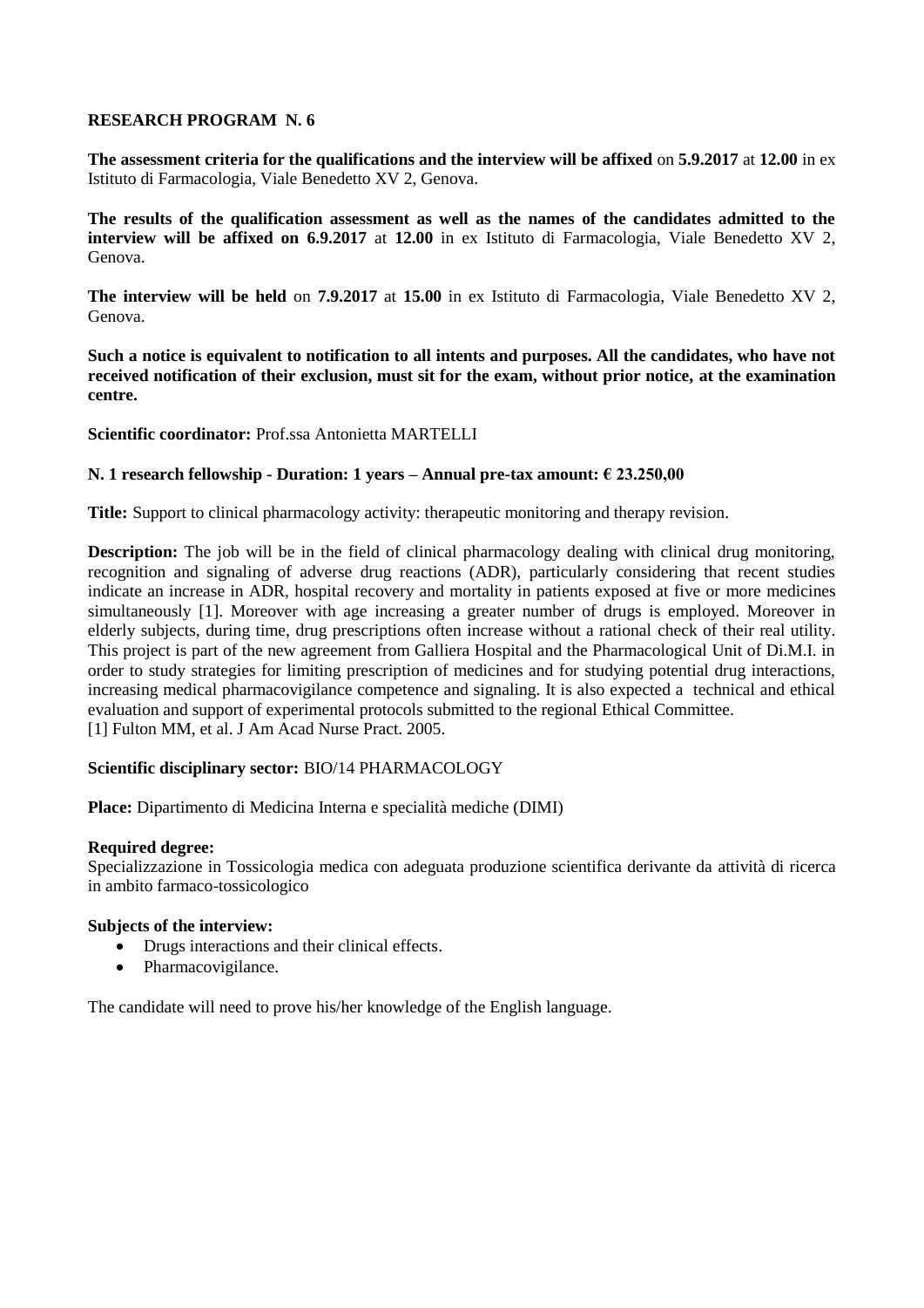## RESEARCH PROGRAM N. 6

**The assessment criteria for the qualifications and the interview will be affixed** on **5.9.2017** at **12.00** in ex Istituto di Farmacologia, Viale Benedetto XV 2, Genova.

**The results of the qualification assessment as well as the names of the candidates admitted to the interview will be affixed on 6.9.2017** at **12.00** in ex Istituto di Farmacologia, Viale Benedetto XV 2, Genova.

**The interview will be held** on **7.9.2017** at **15.00** in ex Istituto di Farmacologia, Viale Benedetto XV 2, Genova.

**Such a notice is equivalent to notification to all intents and purposes. All the candidates, who have not received notification of their exclusion, must sit for the exam, without prior notice, at the examination centre.**

**Scientific coordinator:** Prof.ssa Antonietta MARTELLI

**N. 1 research fellowship - Duration: 1 years – Annual pre-tax amount: € 23.250,00**

**Title:** Support to clinical pharmacology activity: therapeutic monitoring and therapy revision.

**Description:** The job will be in the field of clinical pharmacology dealing with clinical drug monitoring, recognition and signaling of adverse drug reactions (ADR), particularly considering that recent studies indicate an increase in ADR, hospital recovery and mortality in patients exposed at five or more medicines simultaneously [1]. Moreover with age increasing a greater number of drugs is employed. Moreover in elderly subjects, during time, drug prescriptions often increase without a rational check of their real utility. This project is part of the new agreement from Galliera Hospital and the Pharmacological Unit of Di.M.I. in order to study strategies for limiting prescription of medicines and for studying potential drug interactions, increasing medical pharmacovigilance competence and signaling. It is also expected a technical and ethical evaluation and support of experimental protocols submitted to the regional Ethical Committee.
[1] Fulton MM, et al. J Am Acad Nurse Pract. 2005.

**Scientific disciplinary sector:** BIO/14 PHARMACOLOGY

**Place:** Dipartimento di Medicina Interna e specialità mediche (DIMI)

**Required degree:**
Specializzazione in Tossicologia medica con adeguata produzione scientifica derivante da attività di ricerca in ambito farmaco-tossicologico

**Subjects of the interview:**

- Drugs interactions and their clinical effects.
- Pharmacovigilance.

The candidate will need to prove his/her knowledge of the English language.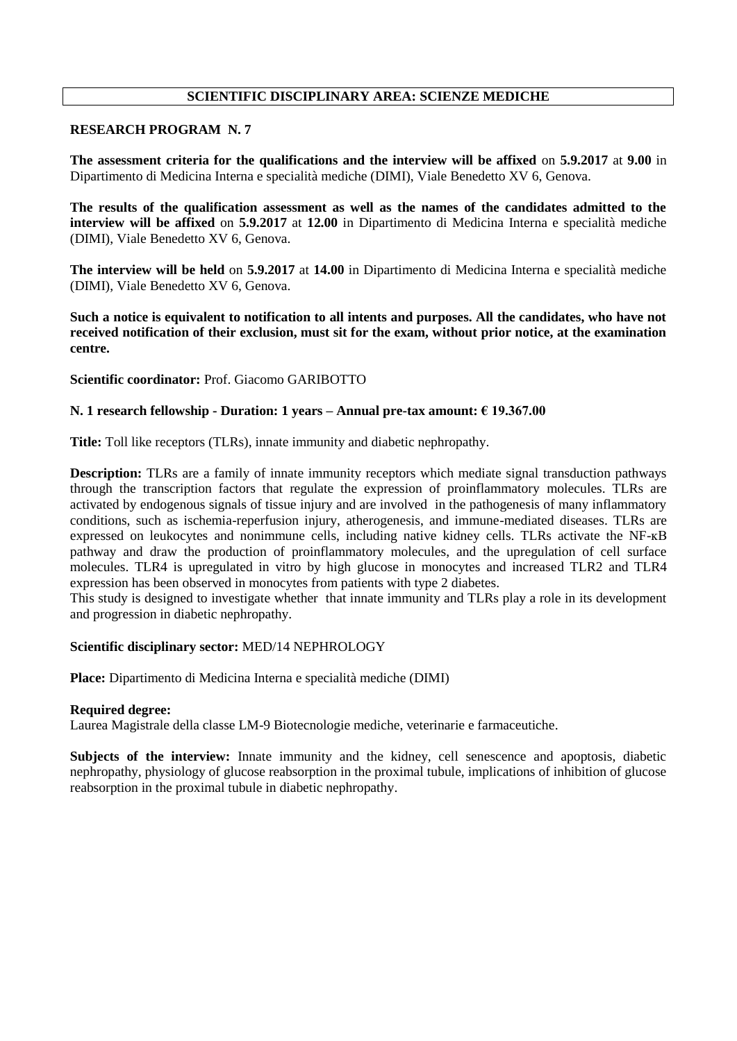## SCIENTIFIC DISCIPLINARY AREA: SCIENZE MEDICHE

### RESEARCH PROGRAM N. 7

**The assessment criteria for the qualifications and the interview will be affixed** on **5.9.2017** at **9.00** in Dipartimento di Medicina Interna e specialità mediche (DIMI), Viale Benedetto XV 6, Genova.

**The results of the qualification assessment as well as the names of the candidates admitted to the interview will be affixed** on **5.9.2017** at **12.00** in Dipartimento di Medicina Interna e specialità mediche (DIMI), Viale Benedetto XV 6, Genova.

**The interview will be held** on **5.9.2017** at **14.00** in Dipartimento di Medicina Interna e specialità mediche (DIMI), Viale Benedetto XV 6, Genova.

**Such a notice is equivalent to notification to all intents and purposes. All the candidates, who have not received notification of their exclusion, must sit for the exam, without prior notice, at the examination centre.**

**Scientific coordinator:** Prof. Giacomo GARIBOTTO

**N. 1 research fellowship - Duration: 1 years – Annual pre-tax amount: € 19.367.00**

**Title:** Toll like receptors (TLRs), innate immunity and diabetic nephropathy.

**Description:** TLRs are a family of innate immunity receptors which mediate signal transduction pathways through the transcription factors that regulate the expression of proinflammatory molecules. TLRs are activated by endogenous signals of tissue injury and are involved in the pathogenesis of many inflammatory conditions, such as ischemia-reperfusion injury, atherogenesis, and immune-mediated diseases. TLRs are expressed on leukocytes and nonimmune cells, including native kidney cells. TLRs activate the NF-κB pathway and draw the production of proinflammatory molecules, and the upregulation of cell surface molecules. TLR4 is upregulated in vitro by high glucose in monocytes and increased TLR2 and TLR4 expression has been observed in monocytes from patients with type 2 diabetes.
This study is designed to investigate whether that innate immunity and TLRs play a role in its development and progression in diabetic nephropathy.

**Scientific disciplinary sector:** MED/14 NEPHROLOGY

**Place:** Dipartimento di Medicina Interna e specialità mediche (DIMI)

**Required degree:**
Laurea Magistrale della classe LM-9 Biotecnologie mediche, veterinarie e farmaceutiche.

**Subjects of the interview:** Innate immunity and the kidney, cell senescence and apoptosis, diabetic nephropathy, physiology of glucose reabsorption in the proximal tubule, implications of inhibition of glucose reabsorption in the proximal tubule in diabetic nephropathy.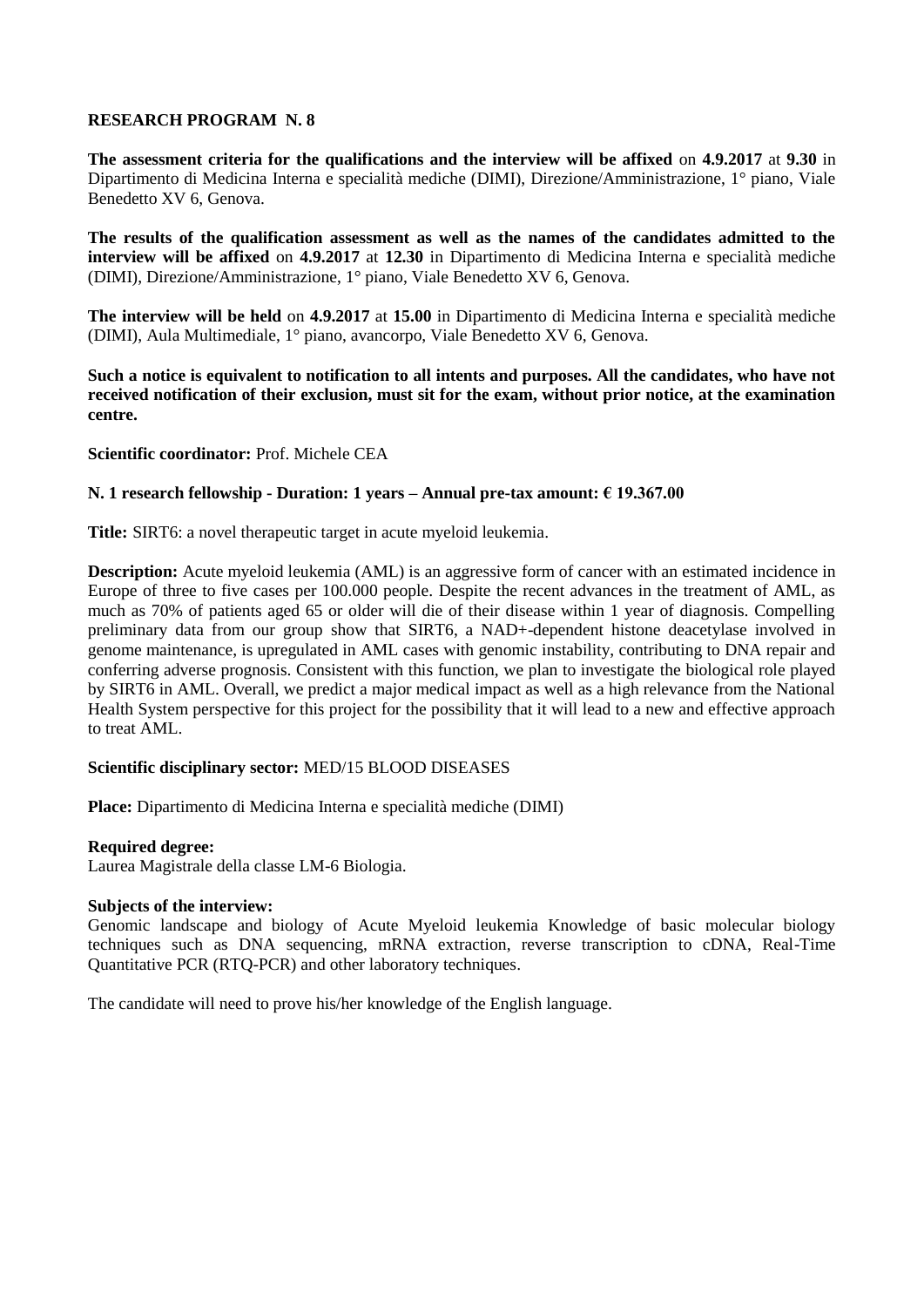**RESEARCH PROGRAM N. 8**

**The assessment criteria for the qualifications and the interview will be affixed** on **4.9.2017** at **9.30** in Dipartimento di Medicina Interna e specialità mediche (DIMI), Direzione/Amministrazione, 1° piano, Viale Benedetto XV 6, Genova.

**The results of the qualification assessment as well as the names of the candidates admitted to the interview will be affixed** on **4.9.2017** at **12.30** in Dipartimento di Medicina Interna e specialità mediche (DIMI), Direzione/Amministrazione, 1° piano, Viale Benedetto XV 6, Genova.

**The interview will be held** on **4.9.2017** at **15.00** in Dipartimento di Medicina Interna e specialità mediche (DIMI), Aula Multimediale, 1° piano, avancorpo, Viale Benedetto XV 6, Genova.

**Such a notice is equivalent to notification to all intents and purposes. All the candidates, who have not received notification of their exclusion, must sit for the exam, without prior notice, at the examination centre.**

**Scientific coordinator:** Prof. Michele CEA

**N. 1 research fellowship - Duration: 1 years – Annual pre-tax amount: € 19.367.00**

**Title:** SIRT6: a novel therapeutic target in acute myeloid leukemia.

**Description:** Acute myeloid leukemia (AML) is an aggressive form of cancer with an estimated incidence in Europe of three to five cases per 100.000 people. Despite the recent advances in the treatment of AML, as much as 70% of patients aged 65 or older will die of their disease within 1 year of diagnosis. Compelling preliminary data from our group show that SIRT6, a NAD+-dependent histone deacetylase involved in genome maintenance, is upregulated in AML cases with genomic instability, contributing to DNA repair and conferring adverse prognosis. Consistent with this function, we plan to investigate the biological role played by SIRT6 in AML. Overall, we predict a major medical impact as well as a high relevance from the National Health System perspective for this project for the possibility that it will lead to a new and effective approach to treat AML.

**Scientific disciplinary sector:** MED/15 BLOOD DISEASES

**Place:** Dipartimento di Medicina Interna e specialità mediche (DIMI)

**Required degree:**
Laurea Magistrale della classe LM-6 Biologia.

**Subjects of the interview:**
Genomic landscape and biology of Acute Myeloid leukemia Knowledge of basic molecular biology techniques such as DNA sequencing, mRNA extraction, reverse transcription to cDNA, Real-Time Quantitative PCR (RTQ-PCR) and other laboratory techniques.

The candidate will need to prove his/her knowledge of the English language.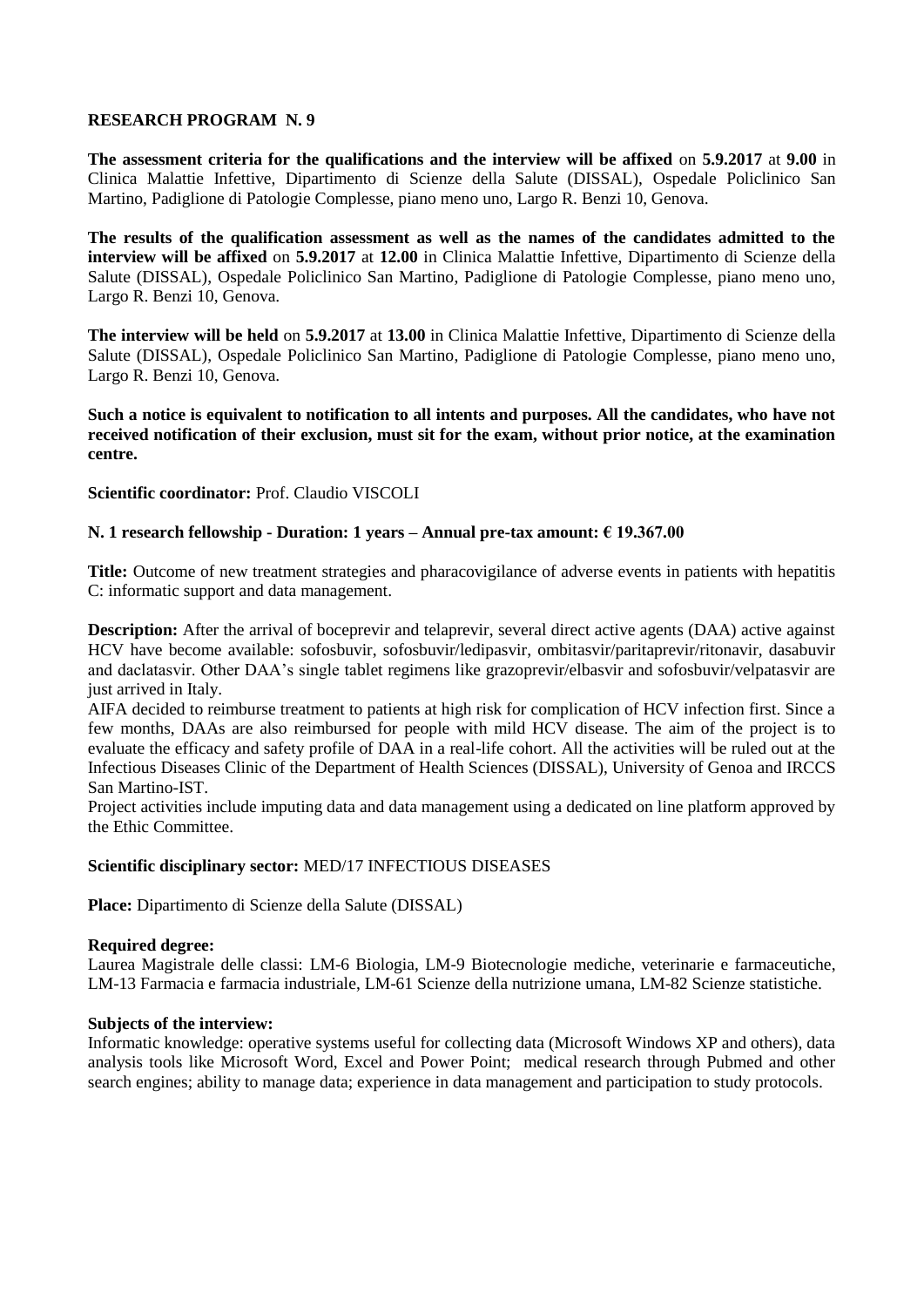**RESEARCH PROGRAM N. 9**

**The assessment criteria for the qualifications and the interview will be affixed** on **5.9.2017** at **9.00** in Clinica Malattie Infettive, Dipartimento di Scienze della Salute (DISSAL), Ospedale Policlinico San Martino, Padiglione di Patologie Complesse, piano meno uno, Largo R. Benzi 10, Genova.

**The results of the qualification assessment as well as the names of the candidates admitted to the interview will be affixed** on **5.9.2017** at **12.00** in Clinica Malattie Infettive, Dipartimento di Scienze della Salute (DISSAL), Ospedale Policlinico San Martino, Padiglione di Patologie Complesse, piano meno uno, Largo R. Benzi 10, Genova.

**The interview will be held** on **5.9.2017** at **13.00** in Clinica Malattie Infettive, Dipartimento di Scienze della Salute (DISSAL), Ospedale Policlinico San Martino, Padiglione di Patologie Complesse, piano meno uno, Largo R. Benzi 10, Genova.

**Such a notice is equivalent to notification to all intents and purposes. All the candidates, who have not received notification of their exclusion, must sit for the exam, without prior notice, at the examination centre.**

**Scientific coordinator:** Prof. Claudio VISCOLI

**N. 1 research fellowship - Duration: 1 years – Annual pre-tax amount: € 19.367.00**

**Title:** Outcome of new treatment strategies and pharacovigilance of adverse events in patients with hepatitis C: informatic support and data management.

**Description:** After the arrival of boceprevir and telaprevir, several direct active agents (DAA) active against HCV have become available: sofosbuvir, sofosbuvir/ledipasvir, ombitasvir/paritaprevir/ritonavir, dasabuvir and daclatasvir. Other DAA's single tablet regimens like grazoprevir/elbasvir and sofosbuvir/velpatasvir are just arrived in Italy.

AIFA decided to reimburse treatment to patients at high risk for complication of HCV infection first. Since a few months, DAAs are also reimbursed for people with mild HCV disease. The aim of the project is to evaluate the efficacy and safety profile of DAA in a real-life cohort. All the activities will be ruled out at the Infectious Diseases Clinic of the Department of Health Sciences (DISSAL), University of Genoa and IRCCS San Martino-IST.

Project activities include imputing data and data management using a dedicated on line platform approved by the Ethic Committee.

**Scientific disciplinary sector:** MED/17 INFECTIOUS DISEASES

**Place:** Dipartimento di Scienze della Salute (DISSAL)

**Required degree:**

Laurea Magistrale delle classi: LM-6 Biologia, LM-9 Biotecnologie mediche, veterinarie e farmaceutiche, LM-13 Farmacia e farmacia industriale, LM-61 Scienze della nutrizione umana, LM-82 Scienze statistiche.

**Subjects of the interview:**

Informatic knowledge: operative systems useful for collecting data (Microsoft Windows XP and others), data analysis tools like Microsoft Word, Excel and Power Point; medical research through Pubmed and other search engines; ability to manage data; experience in data management and participation to study protocols.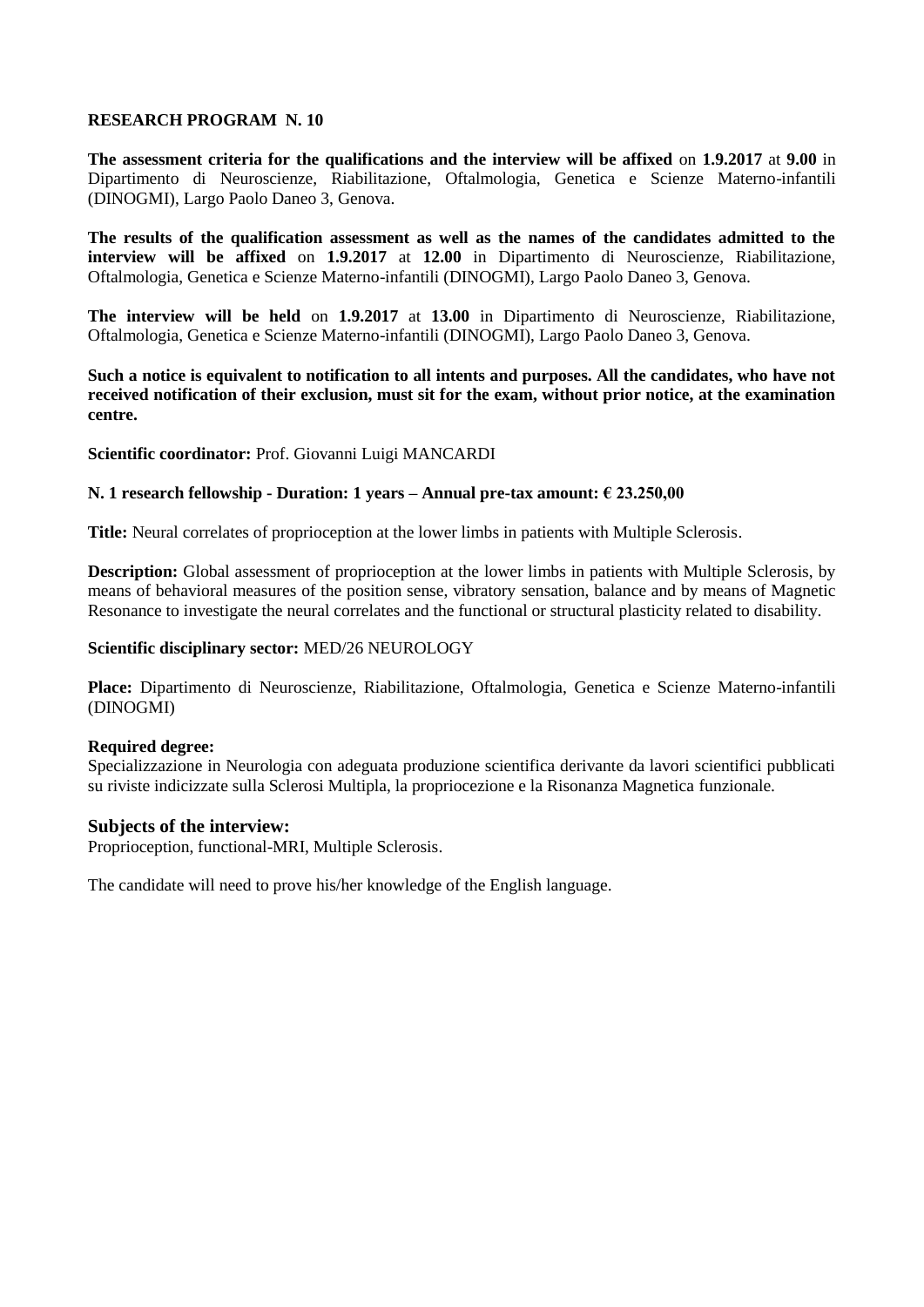## RESEARCH PROGRAM N. 10

**The assessment criteria for the qualifications and the interview will be affixed** on **1.9.2017** at **9.00** in Dipartimento di Neuroscienze, Riabilitazione, Oftalmologia, Genetica e Scienze Materno-infantili (DINOGMI), Largo Paolo Daneo 3, Genova.

**The results of the qualification assessment as well as the names of the candidates admitted to the interview will be affixed** on **1.9.2017** at **12.00** in Dipartimento di Neuroscienze, Riabilitazione, Oftalmologia, Genetica e Scienze Materno-infantili (DINOGMI), Largo Paolo Daneo 3, Genova.

**The interview will be held** on **1.9.2017** at **13.00** in Dipartimento di Neuroscienze, Riabilitazione, Oftalmologia, Genetica e Scienze Materno-infantili (DINOGMI), Largo Paolo Daneo 3, Genova.

**Such a notice is equivalent to notification to all intents and purposes. All the candidates, who have not received notification of their exclusion, must sit for the exam, without prior notice, at the examination centre.**

**Scientific coordinator:** Prof. Giovanni Luigi MANCARDI

**N. 1 research fellowship - Duration: 1 years – Annual pre-tax amount: € 23.250,00**

**Title:** Neural correlates of proprioception at the lower limbs in patients with Multiple Sclerosis.

**Description:** Global assessment of proprioception at the lower limbs in patients with Multiple Sclerosis, by means of behavioral measures of the position sense, vibratory sensation, balance and by means of Magnetic Resonance to investigate the neural correlates and the functional or structural plasticity related to disability.

**Scientific disciplinary sector:** MED/26 NEUROLOGY

**Place:** Dipartimento di Neuroscienze, Riabilitazione, Oftalmologia, Genetica e Scienze Materno-infantili (DINOGMI)

**Required degree:**
Specializzazione in Neurologia con adeguata produzione scientifica derivante da lavori scientifici pubblicati su riviste indicizzate sulla Sclerosi Multipla, la propriocezione e la Risonanza Magnetica funzionale.

### Subjects of the interview:

Proprioception, functional-MRI, Multiple Sclerosis.

The candidate will need to prove his/her knowledge of the English language.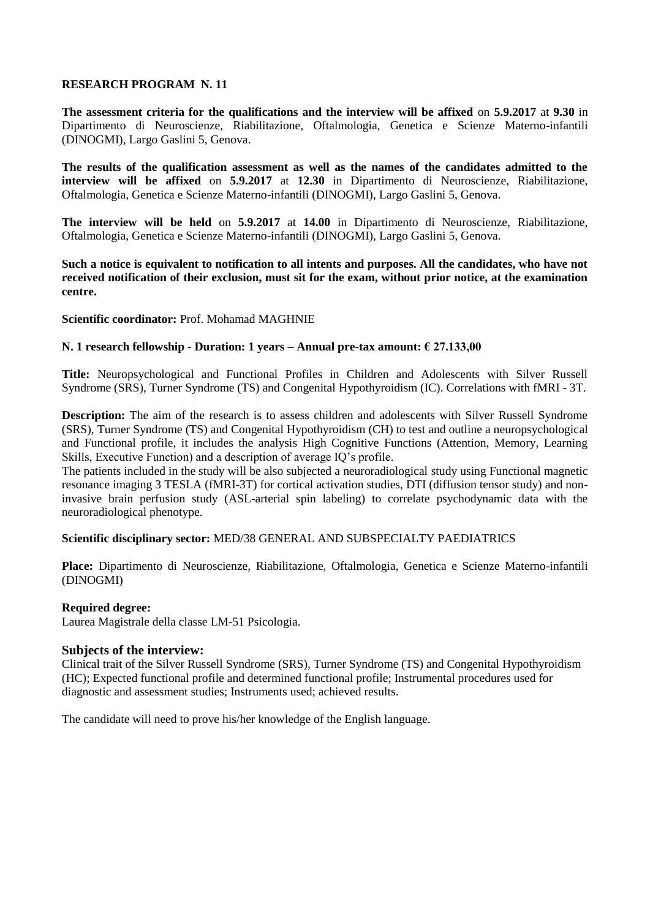**RESEARCH PROGRAM N. 11**

**The assessment criteria for the qualifications and the interview will be affixed** on **5.9.2017** at **9.30** in Dipartimento di Neuroscienze, Riabilitazione, Oftalmologia, Genetica e Scienze Materno-infantili (DINOGMI), Largo Gaslini 5, Genova.

**The results of the qualification assessment as well as the names of the candidates admitted to the interview will be affixed** on **5.9.2017** at **12.30** in Dipartimento di Neuroscienze, Riabilitazione, Oftalmologia, Genetica e Scienze Materno-infantili (DINOGMI), Largo Gaslini 5, Genova.

**The interview will be held** on **5.9.2017** at **14.00** in Dipartimento di Neuroscienze, Riabilitazione, Oftalmologia, Genetica e Scienze Materno-infantili (DINOGMI), Largo Gaslini 5, Genova.

**Such a notice is equivalent to notification to all intents and purposes. All the candidates, who have not received notification of their exclusion, must sit for the exam, without prior notice, at the examination centre.**

**Scientific coordinator:** Prof. Mohamad MAGHNIE

**N. 1 research fellowship - Duration: 1 years – Annual pre-tax amount: € 27.133,00**

**Title:** Neuropsychological and Functional Profiles in Children and Adolescents with Silver Russell Syndrome (SRS), Turner Syndrome (TS) and Congenital Hypothyroidism (IC). Correlations with fMRI - 3T.

**Description:** The aim of the research is to assess children and adolescents with Silver Russell Syndrome (SRS), Turner Syndrome (TS) and Congenital Hypothyroidism (CH) to test and outline a neuropsychological and Functional profile, it includes the analysis High Cognitive Functions (Attention, Memory, Learning Skills, Executive Function) and a description of average IQ's profile.
The patients included in the study will be also subjected a neuroradiological study using Functional magnetic resonance imaging 3 TESLA (fMRI-3T) for cortical activation studies, DTI (diffusion tensor study) and non-invasive brain perfusion study (ASL-arterial spin labeling) to correlate psychodynamic data with the neuroradiological phenotype.

**Scientific disciplinary sector:** MED/38 GENERAL AND SUBSPECIALTY PAEDIATRICS

**Place:** Dipartimento di Neuroscienze, Riabilitazione, Oftalmologia, Genetica e Scienze Materno-infantili (DINOGMI)

**Required degree:**
Laurea Magistrale della classe LM-51 Psicologia.

**Subjects of the interview:**
Clinical trait of the Silver Russell Syndrome (SRS), Turner Syndrome (TS) and Congenital Hypothyroidism (HC); Expected functional profile and determined functional profile; Instrumental procedures used for diagnostic and assessment studies; Instruments used; achieved results.

The candidate will need to prove his/her knowledge of the English language.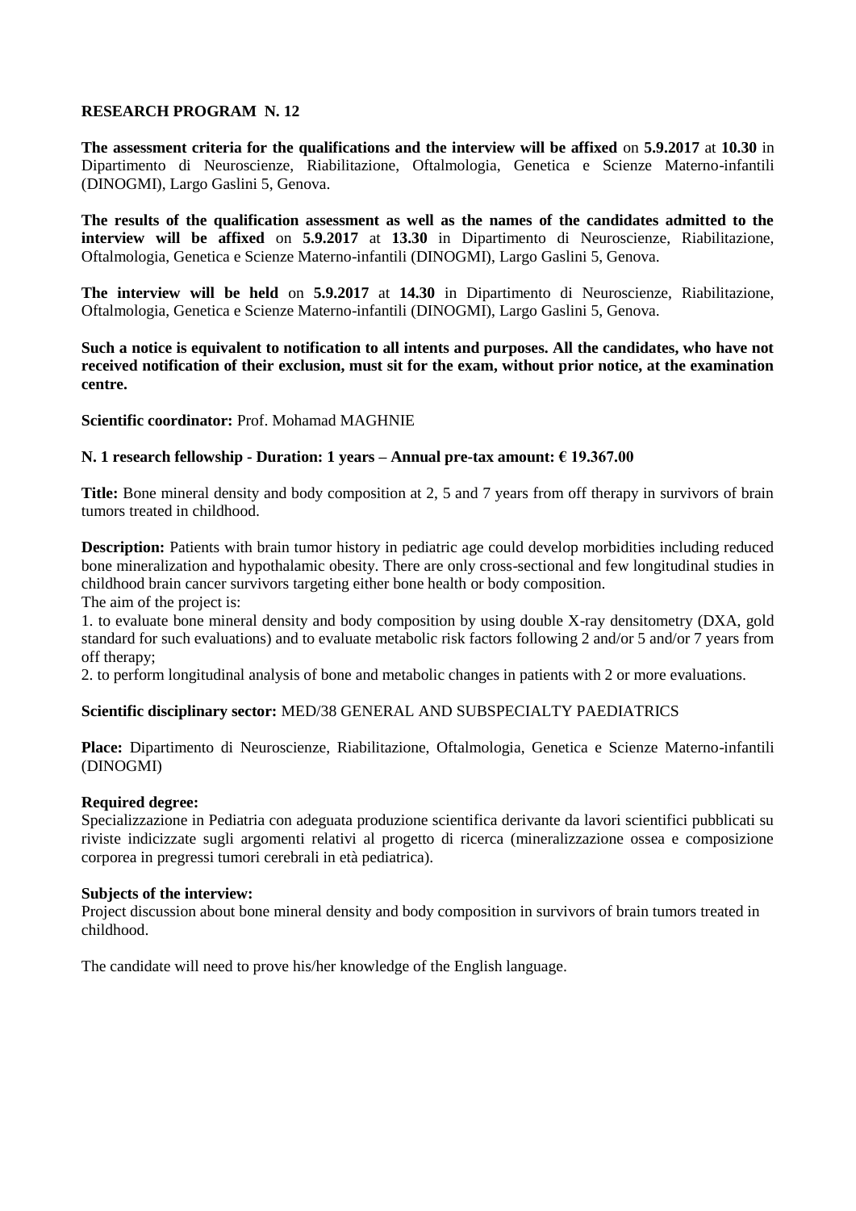## RESEARCH PROGRAM N. 12

**The assessment criteria for the qualifications and the interview will be affixed** on **5.9.2017** at **10.30** in Dipartimento di Neuroscienze, Riabilitazione, Oftalmologia, Genetica e Scienze Materno-infantili (DINOGMI), Largo Gaslini 5, Genova.

**The results of the qualification assessment as well as the names of the candidates admitted to the interview will be affixed** on **5.9.2017** at **13.30** in Dipartimento di Neuroscienze, Riabilitazione, Oftalmologia, Genetica e Scienze Materno-infantili (DINOGMI), Largo Gaslini 5, Genova.

**The interview will be held** on **5.9.2017** at **14.30** in Dipartimento di Neuroscienze, Riabilitazione, Oftalmologia, Genetica e Scienze Materno-infantili (DINOGMI), Largo Gaslini 5, Genova.

**Such a notice is equivalent to notification to all intents and purposes. All the candidates, who have not received notification of their exclusion, must sit for the exam, without prior notice, at the examination centre.**

**Scientific coordinator:** Prof. Mohamad MAGHNIE

**N. 1 research fellowship - Duration: 1 years – Annual pre-tax amount: € 19.367.00**

**Title:** Bone mineral density and body composition at 2, 5 and 7 years from off therapy in survivors of brain tumors treated in childhood.

**Description:** Patients with brain tumor history in pediatric age could develop morbidities including reduced bone mineralization and hypothalamic obesity. There are only cross-sectional and few longitudinal studies in childhood brain cancer survivors targeting either bone health or body composition.
The aim of the project is:

1. to evaluate bone mineral density and body composition by using double X-ray densitometry (DXA, gold standard for such evaluations) and to evaluate metabolic risk factors following 2 and/or 5 and/or 7 years from off therapy;
2. to perform longitudinal analysis of bone and metabolic changes in patients with 2 or more evaluations.

**Scientific disciplinary sector:** MED/38 GENERAL AND SUBSPECIALTY PAEDIATRICS

**Place:** Dipartimento di Neuroscienze, Riabilitazione, Oftalmologia, Genetica e Scienze Materno-infantili (DINOGMI)

**Required degree:**
Specializzazione in Pediatria con adeguata produzione scientifica derivante da lavori scientifici pubblicati su riviste indicizzate sugli argomenti relativi al progetto di ricerca (mineralizzazione ossea e composizione corporea in pregressi tumori cerebrali in età pediatrica).

**Subjects of the interview:**
Project discussion about bone mineral density and body composition in survivors of brain tumors treated in childhood.

The candidate will need to prove his/her knowledge of the English language.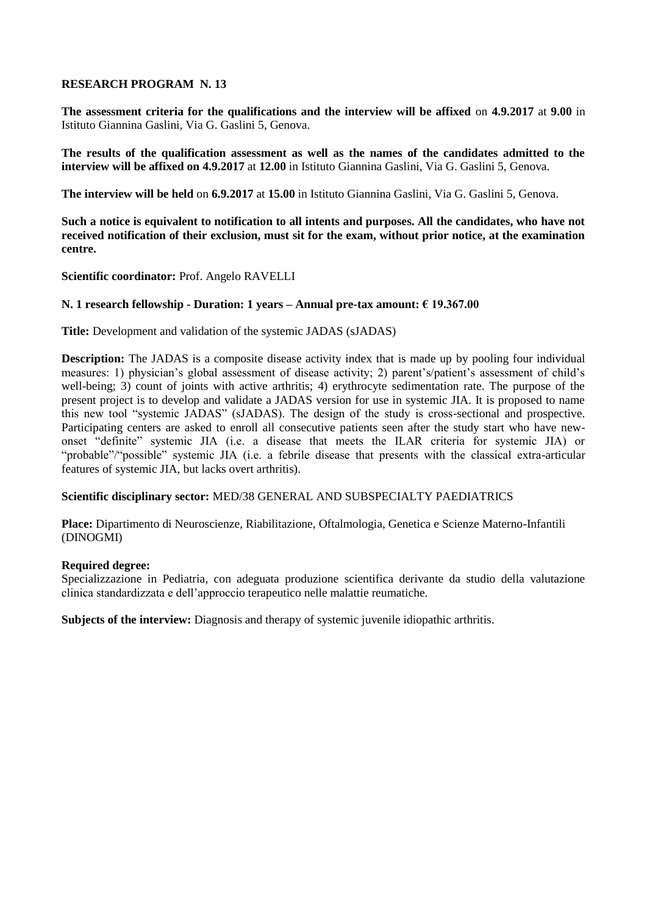**RESEARCH PROGRAM N. 13**

**The assessment criteria for the qualifications and the interview will be affixed** on **4.9.2017** at **9.00** in Istituto Giannina Gaslini, Via G. Gaslini 5, Genova.

**The results of the qualification assessment as well as the names of the candidates admitted to the interview will be affixed on 4.9.2017** at **12.00** in Istituto Giannina Gaslini, Via G. Gaslini 5, Genova.

**The interview will be held** on **6.9.2017** at **15.00** in Istituto Giannina Gaslini, Via G. Gaslini 5, Genova.

**Such a notice is equivalent to notification to all intents and purposes. All the candidates, who have not received notification of their exclusion, must sit for the exam, without prior notice, at the examination centre.**

**Scientific coordinator:** Prof. Angelo RAVELLI

**N. 1 research fellowship - Duration: 1 years – Annual pre-tax amount: € 19.367.00**

**Title:** Development and validation of the systemic JADAS (sJADAS)

**Description:** The JADAS is a composite disease activity index that is made up by pooling four individual measures: 1) physician's global assessment of disease activity; 2) parent's/patient's assessment of child's well-being; 3) count of joints with active arthritis; 4) erythrocyte sedimentation rate. The purpose of the present project is to develop and validate a JADAS version for use in systemic JIA. It is proposed to name this new tool "systemic JADAS" (sJADAS). The design of the study is cross-sectional and prospective. Participating centers are asked to enroll all consecutive patients seen after the study start who have new-onset "definite" systemic JIA (i.e. a disease that meets the ILAR criteria for systemic JIA) or "probable"/"possible" systemic JIA (i.e. a febrile disease that presents with the classical extra-articular features of systemic JIA, but lacks overt arthritis).

**Scientific disciplinary sector:** MED/38 GENERAL AND SUBSPECIALTY PAEDIATRICS

**Place:** Dipartimento di Neuroscienze, Riabilitazione, Oftalmologia, Genetica e Scienze Materno-Infantili (DINOGMI)

**Required degree:**
Specializzazione in Pediatria, con adeguata produzione scientifica derivante da studio della valutazione clinica standardizzata e dell'approccio terapeutico nelle malattie reumatiche.

**Subjects of the interview:** Diagnosis and therapy of systemic juvenile idiopathic arthritis.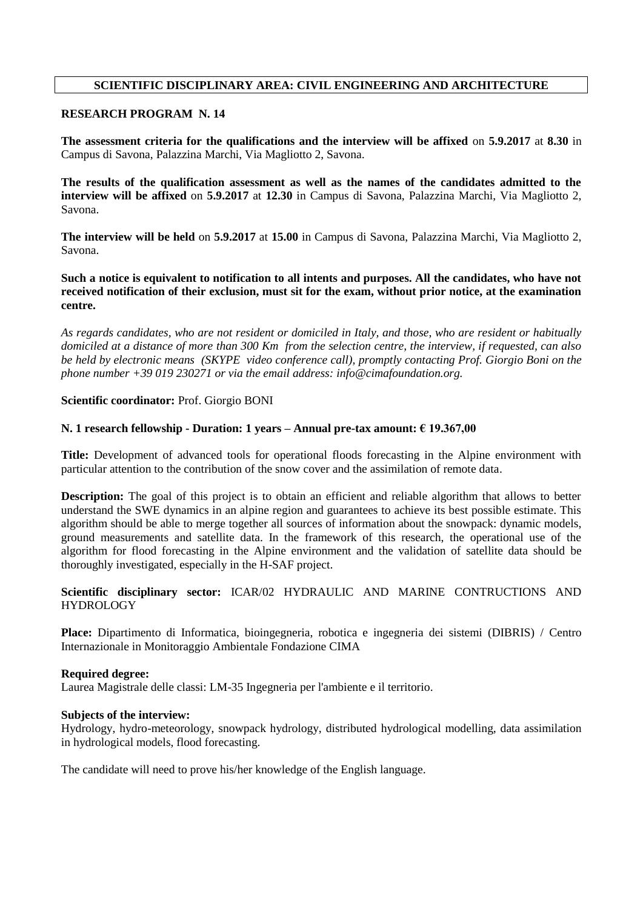## SCIENTIFIC DISCIPLINARY AREA: CIVIL ENGINEERING AND ARCHITECTURE

### RESEARCH PROGRAM N. 14

**The assessment criteria for the qualifications and the interview will be affixed** on **5.9.2017** at **8.30** in Campus di Savona, Palazzina Marchi, Via Magliotto 2, Savona.

**The results of the qualification assessment as well as the names of the candidates admitted to the interview will be affixed** on **5.9.2017** at **12.30** in Campus di Savona, Palazzina Marchi, Via Magliotto 2, Savona.

**The interview will be held** on **5.9.2017** at **15.00** in Campus di Savona, Palazzina Marchi, Via Magliotto 2, Savona.

**Such a notice is equivalent to notification to all intents and purposes. All the candidates, who have not received notification of their exclusion, must sit for the exam, without prior notice, at the examination centre.**

*As regards candidates, who are not resident or domiciled in Italy, and those, who are resident or habitually domiciled at a distance of more than 300 Km from the selection centre, the interview, if requested, can also be held by electronic means (SKYPE video conference call), promptly contacting Prof. Giorgio Boni on the phone number +39 019 230271 or via the email address: info@cimafoundation.org.*

**Scientific coordinator:** Prof. Giorgio BONI

**N. 1 research fellowship - Duration: 1 years – Annual pre-tax amount: € 19.367,00**

**Title:** Development of advanced tools for operational floods forecasting in the Alpine environment with particular attention to the contribution of the snow cover and the assimilation of remote data.

**Description:** The goal of this project is to obtain an efficient and reliable algorithm that allows to better understand the SWE dynamics in an alpine region and guarantees to achieve its best possible estimate. This algorithm should be able to merge together all sources of information about the snowpack: dynamic models, ground measurements and satellite data. In the framework of this research, the operational use of the algorithm for flood forecasting in the Alpine environment and the validation of satellite data should be thoroughly investigated, especially in the H-SAF project.

**Scientific disciplinary sector:** ICAR/02 HYDRAULIC AND MARINE CONTRUCTIONS AND HYDROLOGY

**Place:** Dipartimento di Informatica, bioingegneria, robotica e ingegneria dei sistemi (DIBRIS) / Centro Internazionale in Monitoraggio Ambientale Fondazione CIMA

**Required degree:**
Laurea Magistrale delle classi: LM-35 Ingegneria per l'ambiente e il territorio.

**Subjects of the interview:**
Hydrology, hydro-meteorology, snowpack hydrology, distributed hydrological modelling, data assimilation in hydrological models, flood forecasting.

The candidate will need to prove his/her knowledge of the English language.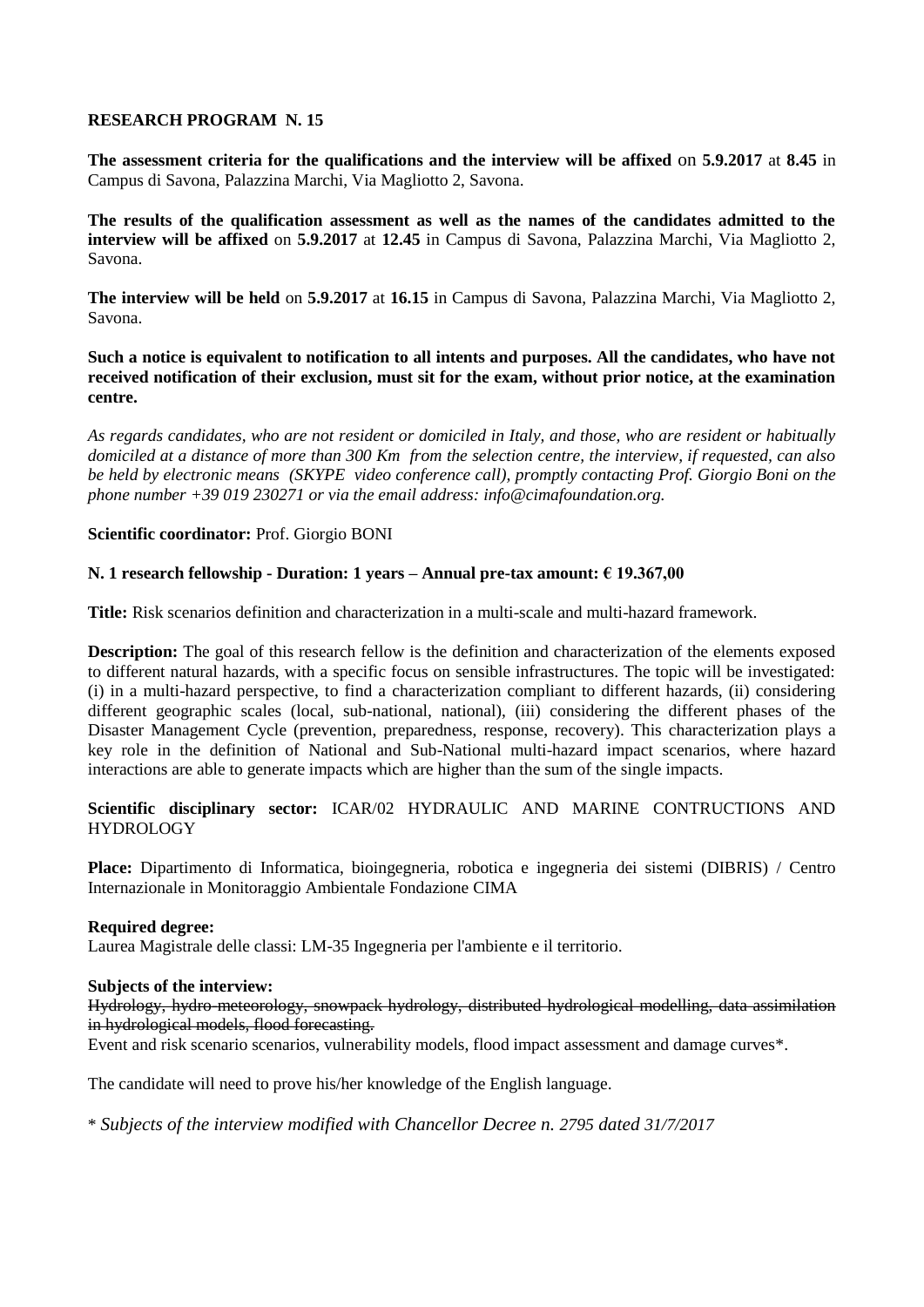**RESEARCH PROGRAM N. 15**

**The assessment criteria for the qualifications and the interview will be affixed** on **5.9.2017** at **8.45** in Campus di Savona, Palazzina Marchi, Via Magliotto 2, Savona.

**The results of the qualification assessment as well as the names of the candidates admitted to the interview will be affixed** on **5.9.2017** at **12.45** in Campus di Savona, Palazzina Marchi, Via Magliotto 2, Savona.

**The interview will be held** on **5.9.2017** at **16.15** in Campus di Savona, Palazzina Marchi, Via Magliotto 2, Savona.

**Such a notice is equivalent to notification to all intents and purposes. All the candidates, who have not received notification of their exclusion, must sit for the exam, without prior notice, at the examination centre.**

*As regards candidates, who are not resident or domiciled in Italy, and those, who are resident or habitually domiciled at a distance of more than 300 Km from the selection centre, the interview, if requested, can also be held by electronic means (SKYPE video conference call), promptly contacting Prof. Giorgio Boni on the phone number +39 019 230271 or via the email address: info@cimafoundation.org.*

**Scientific coordinator:** Prof. Giorgio BONI

**N. 1 research fellowship - Duration: 1 years – Annual pre-tax amount: € 19.367,00**

**Title:** Risk scenarios definition and characterization in a multi-scale and multi-hazard framework.

**Description:** The goal of this research fellow is the definition and characterization of the elements exposed to different natural hazards, with a specific focus on sensible infrastructures. The topic will be investigated: (i) in a multi-hazard perspective, to find a characterization compliant to different hazards, (ii) considering different geographic scales (local, sub-national, national), (iii) considering the different phases of the Disaster Management Cycle (prevention, preparedness, response, recovery). This characterization plays a key role in the definition of National and Sub-National multi-hazard impact scenarios, where hazard interactions are able to generate impacts which are higher than the sum of the single impacts.

**Scientific disciplinary sector:** ICAR/02 HYDRAULIC AND MARINE CONTRUCTIONS AND HYDROLOGY

**Place:** Dipartimento di Informatica, bioingegneria, robotica e ingegneria dei sistemi (DIBRIS) / Centro Internazionale in Monitoraggio Ambientale Fondazione CIMA

**Required degree:**
Laurea Magistrale delle classi: LM-35 Ingegneria per l'ambiente e il territorio.

**Subjects of the interview:**
~~Hydrology, hydro-meteorology, snowpack hydrology, distributed hydrological modelling, data assimilation in hydrological models, flood forecasting.~~
Event and risk scenario scenarios, vulnerability models, flood impact assessment and damage curves*.

The candidate will need to prove his/her knowledge of the English language.

\* *Subjects of the interview modified with Chancellor Decree n. 2795 dated 31/7/2017*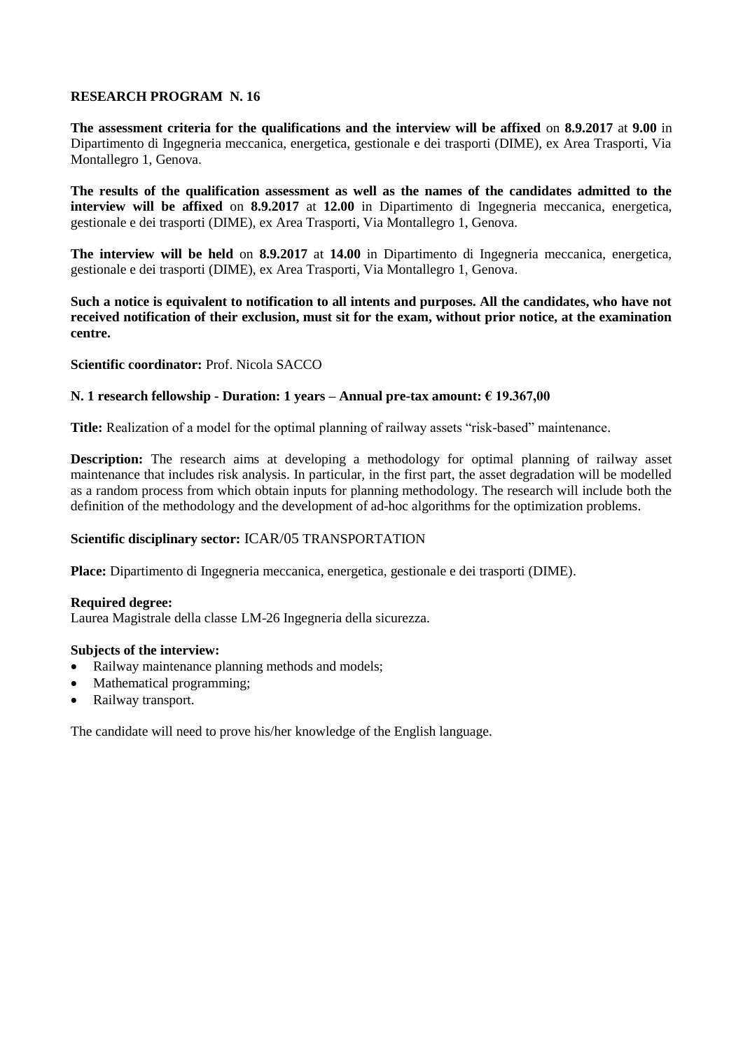**RESEARCH PROGRAM N. 16**

**The assessment criteria for the qualifications and the interview will be affixed** on **8.9.2017** at **9.00** in Dipartimento di Ingegneria meccanica, energetica, gestionale e dei trasporti (DIME), ex Area Trasporti, Via Montallegro 1, Genova.

**The results of the qualification assessment as well as the names of the candidates admitted to the interview will be affixed** on **8.9.2017** at **12.00** in Dipartimento di Ingegneria meccanica, energetica, gestionale e dei trasporti (DIME), ex Area Trasporti, Via Montallegro 1, Genova.

**The interview will be held** on **8.9.2017** at **14.00** in Dipartimento di Ingegneria meccanica, energetica, gestionale e dei trasporti (DIME), ex Area Trasporti, Via Montallegro 1, Genova.

**Such a notice is equivalent to notification to all intents and purposes. All the candidates, who have not received notification of their exclusion, must sit for the exam, without prior notice, at the examination centre.**

**Scientific coordinator:** Prof. Nicola SACCO

**N. 1 research fellowship - Duration: 1 years – Annual pre-tax amount: € 19.367,00**

**Title:** Realization of a model for the optimal planning of railway assets "risk-based" maintenance.

**Description:** The research aims at developing a methodology for optimal planning of railway asset maintenance that includes risk analysis. In particular, in the first part, the asset degradation will be modelled as a random process from which obtain inputs for planning methodology. The research will include both the definition of the methodology and the development of ad-hoc algorithms for the optimization problems.

**Scientific disciplinary sector:** ICAR/05 TRANSPORTATION

**Place:** Dipartimento di Ingegneria meccanica, energetica, gestionale e dei trasporti (DIME).

**Required degree:**
Laurea Magistrale della classe LM-26 Ingegneria della sicurezza.

**Subjects of the interview:**

- Railway maintenance planning methods and models;
- Mathematical programming;
- Railway transport.

The candidate will need to prove his/her knowledge of the English language.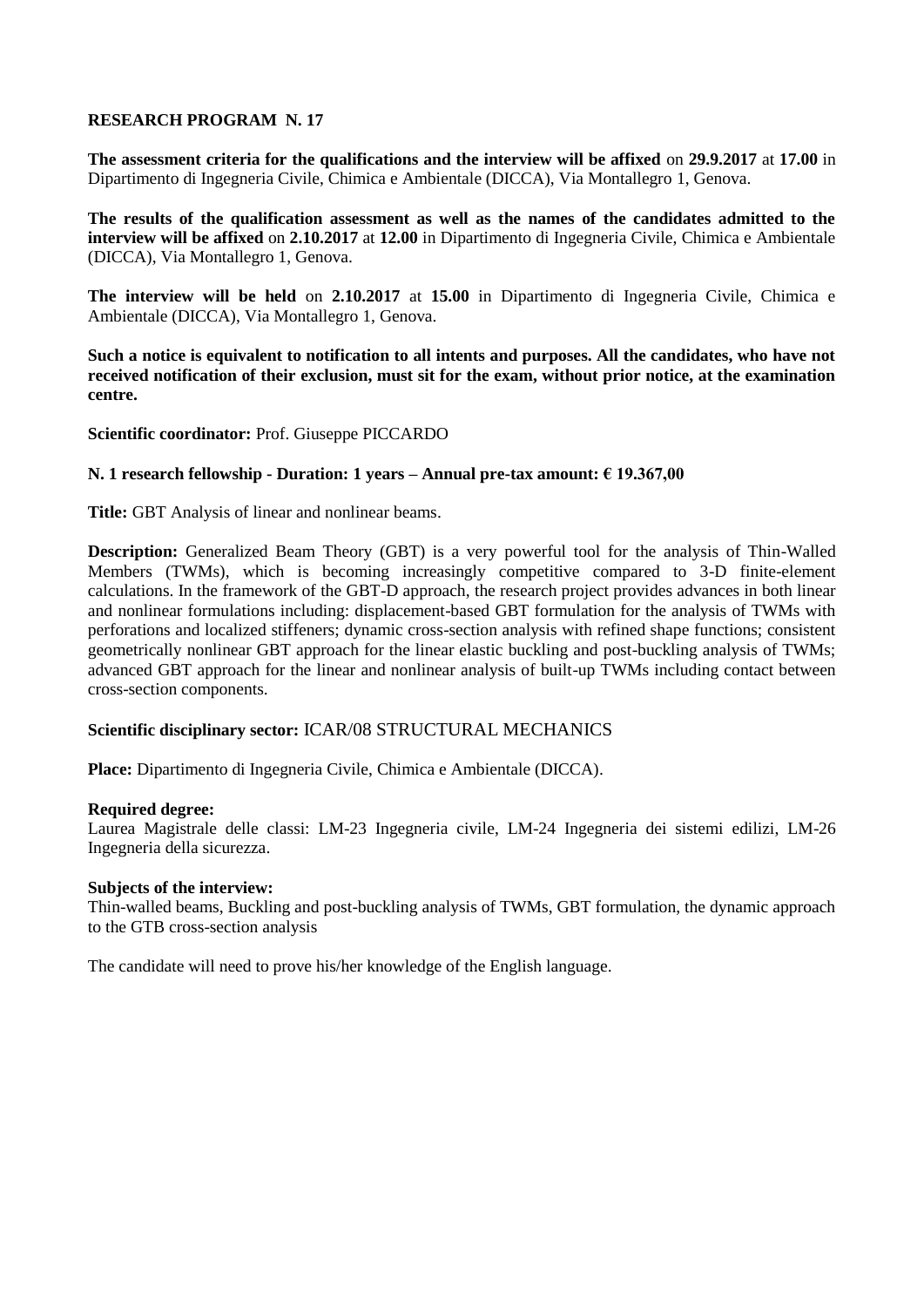**RESEARCH PROGRAM N. 17**

**The assessment criteria for the qualifications and the interview will be affixed** on **29.9.2017** at **17.00** in Dipartimento di Ingegneria Civile, Chimica e Ambientale (DICCA), Via Montallegro 1, Genova.

**The results of the qualification assessment as well as the names of the candidates admitted to the interview will be affixed** on **2.10.2017** at **12.00** in Dipartimento di Ingegneria Civile, Chimica e Ambientale (DICCA), Via Montallegro 1, Genova.

**The interview will be held** on **2.10.2017** at **15.00** in Dipartimento di Ingegneria Civile, Chimica e Ambientale (DICCA), Via Montallegro 1, Genova.

**Such a notice is equivalent to notification to all intents and purposes. All the candidates, who have not received notification of their exclusion, must sit for the exam, without prior notice, at the examination centre.**

**Scientific coordinator:** Prof. Giuseppe PICCARDO

**N. 1 research fellowship - Duration: 1 years – Annual pre-tax amount: € 19.367,00**

**Title:** GBT Analysis of linear and nonlinear beams.

**Description:** Generalized Beam Theory (GBT) is a very powerful tool for the analysis of Thin-Walled Members (TWMs), which is becoming increasingly competitive compared to 3-D finite-element calculations. In the framework of the GBT-D approach, the research project provides advances in both linear and nonlinear formulations including: displacement-based GBT formulation for the analysis of TWMs with perforations and localized stiffeners; dynamic cross-section analysis with refined shape functions; consistent geometrically nonlinear GBT approach for the linear elastic buckling and post-buckling analysis of TWMs; advanced GBT approach for the linear and nonlinear analysis of built-up TWMs including contact between cross-section components.

**Scientific disciplinary sector:** ICAR/08 STRUCTURAL MECHANICS

**Place:** Dipartimento di Ingegneria Civile, Chimica e Ambientale (DICCA).

**Required degree:**
Laurea Magistrale delle classi: LM-23 Ingegneria civile, LM-24 Ingegneria dei sistemi edilizi, LM-26 Ingegneria della sicurezza.

**Subjects of the interview:**
Thin-walled beams, Buckling and post-buckling analysis of TWMs, GBT formulation, the dynamic approach to the GTB cross-section analysis

The candidate will need to prove his/her knowledge of the English language.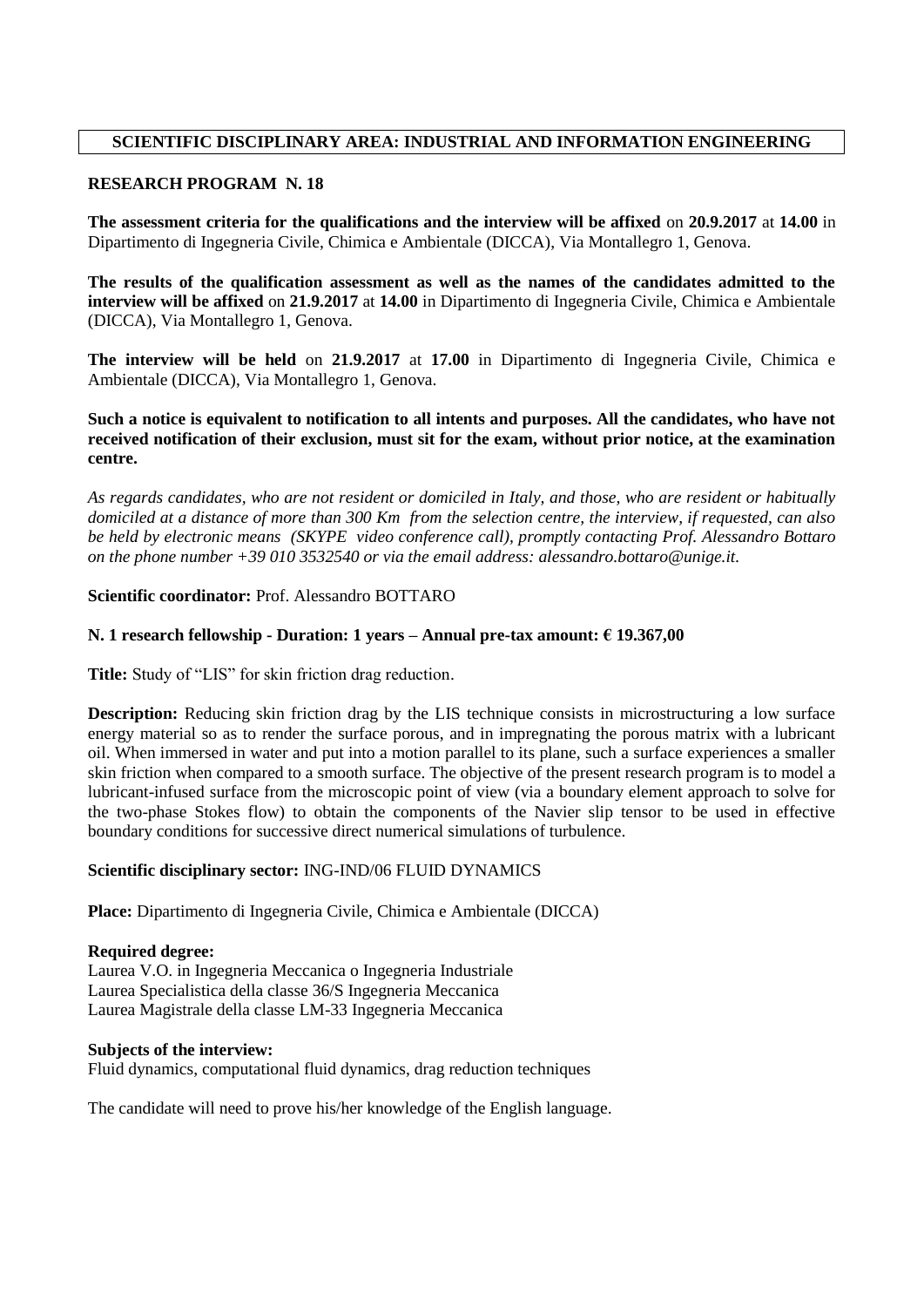**SCIENTIFIC DISCIPLINARY AREA: INDUSTRIAL AND INFORMATION ENGINEERING**

**RESEARCH PROGRAM N. 18**

**The assessment criteria for the qualifications and the interview will be affixed** on **20.9.2017** at **14.00** in Dipartimento di Ingegneria Civile, Chimica e Ambientale (DICCA), Via Montallegro 1, Genova.

**The results of the qualification assessment as well as the names of the candidates admitted to the interview will be affixed** on **21.9.2017** at **14.00** in Dipartimento di Ingegneria Civile, Chimica e Ambientale (DICCA), Via Montallegro 1, Genova.

**The interview will be held** on **21.9.2017** at **17.00** in Dipartimento di Ingegneria Civile, Chimica e Ambientale (DICCA), Via Montallegro 1, Genova.

**Such a notice is equivalent to notification to all intents and purposes. All the candidates, who have not received notification of their exclusion, must sit for the exam, without prior notice, at the examination centre.**

*As regards candidates, who are not resident or domiciled in Italy, and those, who are resident or habitually domiciled at a distance of more than 300 Km from the selection centre, the interview, if requested, can also be held by electronic means (SKYPE video conference call), promptly contacting Prof. Alessandro Bottaro on the phone number +39 010 3532540 or via the email address: alessandro.bottaro@unige.it.*

**Scientific coordinator:** Prof. Alessandro BOTTARO

**N. 1 research fellowship - Duration: 1 years – Annual pre-tax amount: € 19.367,00**

**Title:** Study of "LIS" for skin friction drag reduction.

**Description:** Reducing skin friction drag by the LIS technique consists in microstructuring a low surface energy material so as to render the surface porous, and in impregnating the porous matrix with a lubricant oil. When immersed in water and put into a motion parallel to its plane, such a surface experiences a smaller skin friction when compared to a smooth surface. The objective of the present research program is to model a lubricant-infused surface from the microscopic point of view (via a boundary element approach to solve for the two-phase Stokes flow) to obtain the components of the Navier slip tensor to be used in effective boundary conditions for successive direct numerical simulations of turbulence.

**Scientific disciplinary sector:** ING-IND/06 FLUID DYNAMICS

**Place:** Dipartimento di Ingegneria Civile, Chimica e Ambientale (DICCA)

**Required degree:**
Laurea V.O. in Ingegneria Meccanica o Ingegneria Industriale
Laurea Specialistica della classe 36/S Ingegneria Meccanica
Laurea Magistrale della classe LM-33 Ingegneria Meccanica

**Subjects of the interview:**
Fluid dynamics, computational fluid dynamics, drag reduction techniques

The candidate will need to prove his/her knowledge of the English language.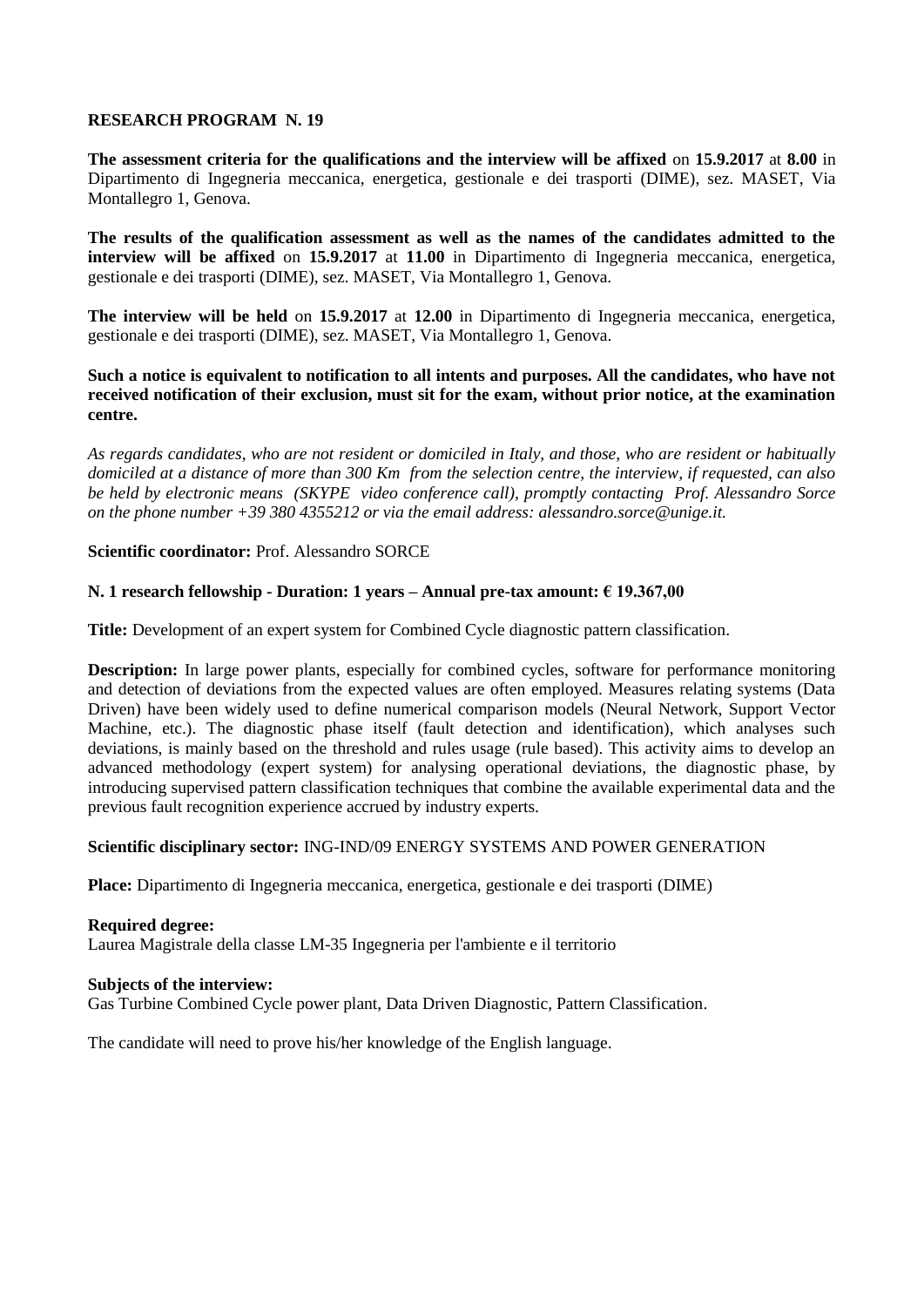## RESEARCH PROGRAM N. 19

**The assessment criteria for the qualifications and the interview will be affixed** on **15.9.2017** at **8.00** in Dipartimento di Ingegneria meccanica, energetica, gestionale e dei trasporti (DIME), sez. MASET, Via Montallegro 1, Genova.

**The results of the qualification assessment as well as the names of the candidates admitted to the interview will be affixed** on **15.9.2017** at **11.00** in Dipartimento di Ingegneria meccanica, energetica, gestionale e dei trasporti (DIME), sez. MASET, Via Montallegro 1, Genova.

**The interview will be held** on **15.9.2017** at **12.00** in Dipartimento di Ingegneria meccanica, energetica, gestionale e dei trasporti (DIME), sez. MASET, Via Montallegro 1, Genova.

**Such a notice is equivalent to notification to all intents and purposes. All the candidates, who have not received notification of their exclusion, must sit for the exam, without prior notice, at the examination centre.**

*As regards candidates, who are not resident or domiciled in Italy, and those, who are resident or habitually domiciled at a distance of more than 300 Km from the selection centre, the interview, if requested, can also be held by electronic means (SKYPE video conference call), promptly contacting Prof. Alessandro Sorce on the phone number +39 380 4355212 or via the email address: alessandro.sorce@unige.it.*

**Scientific coordinator:** Prof. Alessandro SORCE

**N. 1 research fellowship - Duration: 1 years – Annual pre-tax amount: € 19.367,00**

**Title:** Development of an expert system for Combined Cycle diagnostic pattern classification.

**Description:** In large power plants, especially for combined cycles, software for performance monitoring and detection of deviations from the expected values are often employed. Measures relating systems (Data Driven) have been widely used to define numerical comparison models (Neural Network, Support Vector Machine, etc.). The diagnostic phase itself (fault detection and identification), which analyses such deviations, is mainly based on the threshold and rules usage (rule based). This activity aims to develop an advanced methodology (expert system) for analysing operational deviations, the diagnostic phase, by introducing supervised pattern classification techniques that combine the available experimental data and the previous fault recognition experience accrued by industry experts.

**Scientific disciplinary sector:** ING-IND/09 ENERGY SYSTEMS AND POWER GENERATION

**Place:** Dipartimento di Ingegneria meccanica, energetica, gestionale e dei trasporti (DIME)

**Required degree:**
Laurea Magistrale della classe LM-35 Ingegneria per l'ambiente e il territorio

**Subjects of the interview:**
Gas Turbine Combined Cycle power plant, Data Driven Diagnostic, Pattern Classification.

The candidate will need to prove his/her knowledge of the English language.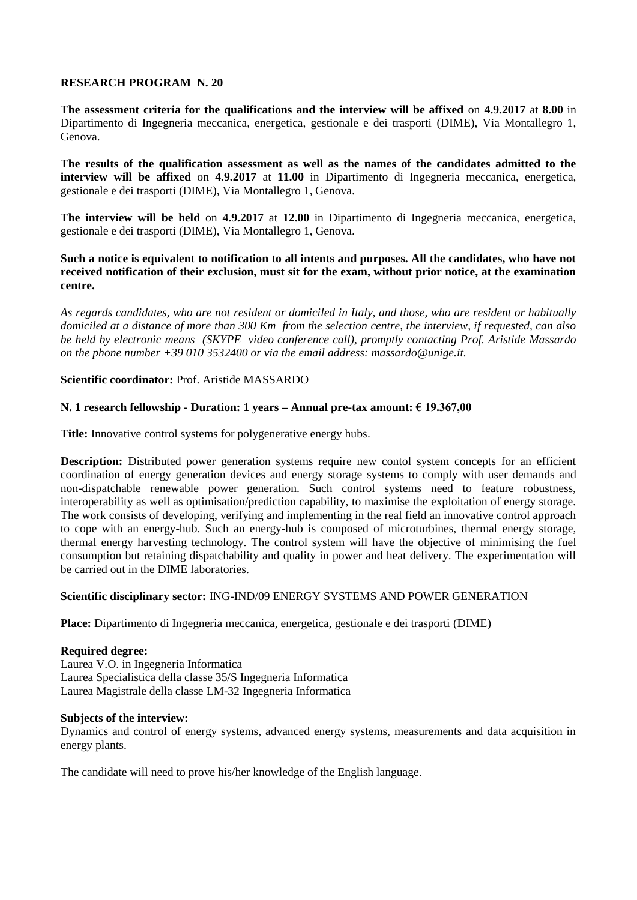**RESEARCH PROGRAM N. 20**

**The assessment criteria for the qualifications and the interview will be affixed** on **4.9.2017** at **8.00** in Dipartimento di Ingegneria meccanica, energetica, gestionale e dei trasporti (DIME), Via Montallegro 1, Genova.

**The results of the qualification assessment as well as the names of the candidates admitted to the interview will be affixed** on **4.9.2017** at **11.00** in Dipartimento di Ingegneria meccanica, energetica, gestionale e dei trasporti (DIME), Via Montallegro 1, Genova.

**The interview will be held** on **4.9.2017** at **12.00** in Dipartimento di Ingegneria meccanica, energetica, gestionale e dei trasporti (DIME), Via Montallegro 1, Genova.

**Such a notice is equivalent to notification to all intents and purposes. All the candidates, who have not received notification of their exclusion, must sit for the exam, without prior notice, at the examination centre.**

*As regards candidates, who are not resident or domiciled in Italy, and those, who are resident or habitually domiciled at a distance of more than 300 Km from the selection centre, the interview, if requested, can also be held by electronic means (SKYPE video conference call), promptly contacting Prof. Aristide Massardo on the phone number +39 010 3532400 or via the email address: massardo@unige.it.*

**Scientific coordinator:** Prof. Aristide MASSARDO

**N. 1 research fellowship - Duration: 1 years – Annual pre-tax amount: € 19.367,00**

**Title:** Innovative control systems for polygenerative energy hubs.

**Description:** Distributed power generation systems require new contol system concepts for an efficient coordination of energy generation devices and energy storage systems to comply with user demands and non-dispatchable renewable power generation. Such control systems need to feature robustness, interoperability as well as optimisation/prediction capability, to maximise the exploitation of energy storage. The work consists of developing, verifying and implementing in the real field an innovative control approach to cope with an energy-hub. Such an energy-hub is composed of microturbines, thermal energy storage, thermal energy harvesting technology. The control system will have the objective of minimising the fuel consumption but retaining dispatchability and quality in power and heat delivery. The experimentation will be carried out in the DIME laboratories.

**Scientific disciplinary sector:** ING-IND/09 ENERGY SYSTEMS AND POWER GENERATION

**Place:** Dipartimento di Ingegneria meccanica, energetica, gestionale e dei trasporti (DIME)

**Required degree:**
Laurea V.O. in Ingegneria Informatica
Laurea Specialistica della classe 35/S Ingegneria Informatica
Laurea Magistrale della classe LM-32 Ingegneria Informatica

**Subjects of the interview:**
Dynamics and control of energy systems, advanced energy systems, measurements and data acquisition in energy plants.

The candidate will need to prove his/her knowledge of the English language.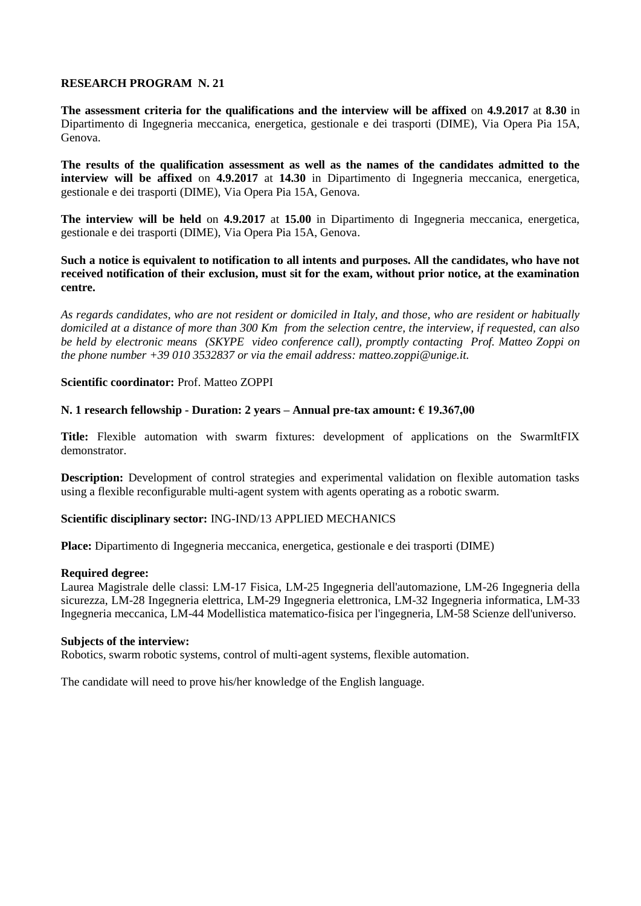**RESEARCH PROGRAM N. 21**

**The assessment criteria for the qualifications and the interview will be affixed** on **4.9.2017** at **8.30** in Dipartimento di Ingegneria meccanica, energetica, gestionale e dei trasporti (DIME), Via Opera Pia 15A, Genova.

**The results of the qualification assessment as well as the names of the candidates admitted to the interview will be affixed** on **4.9.2017** at **14.30** in Dipartimento di Ingegneria meccanica, energetica, gestionale e dei trasporti (DIME), Via Opera Pia 15A, Genova.

**The interview will be held** on **4.9.2017** at **15.00** in Dipartimento di Ingegneria meccanica, energetica, gestionale e dei trasporti (DIME), Via Opera Pia 15A, Genova.

**Such a notice is equivalent to notification to all intents and purposes. All the candidates, who have not received notification of their exclusion, must sit for the exam, without prior notice, at the examination centre.**

*As regards candidates, who are not resident or domiciled in Italy, and those, who are resident or habitually domiciled at a distance of more than 300 Km from the selection centre, the interview, if requested, can also be held by electronic means (SKYPE video conference call), promptly contacting Prof. Matteo Zoppi on the phone number +39 010 3532837 or via the email address: matteo.zoppi@unige.it.*

**Scientific coordinator:** Prof. Matteo ZOPPI

**N. 1 research fellowship - Duration: 2 years – Annual pre-tax amount: € 19.367,00**

**Title:** Flexible automation with swarm fixtures: development of applications on the SwarmItFIX demonstrator.

**Description:** Development of control strategies and experimental validation on flexible automation tasks using a flexible reconfigurable multi-agent system with agents operating as a robotic swarm.

**Scientific disciplinary sector:** ING-IND/13 APPLIED MECHANICS

**Place:** Dipartimento di Ingegneria meccanica, energetica, gestionale e dei trasporti (DIME)

**Required degree:**
Laurea Magistrale delle classi: LM-17 Fisica, LM-25 Ingegneria dell'automazione, LM-26 Ingegneria della sicurezza, LM-28 Ingegneria elettrica, LM-29 Ingegneria elettronica, LM-32 Ingegneria informatica, LM-33 Ingegneria meccanica, LM-44 Modellistica matematico-fisica per l'ingegneria, LM-58 Scienze dell'universo.

**Subjects of the interview:**
Robotics, swarm robotic systems, control of multi-agent systems, flexible automation.

The candidate will need to prove his/her knowledge of the English language.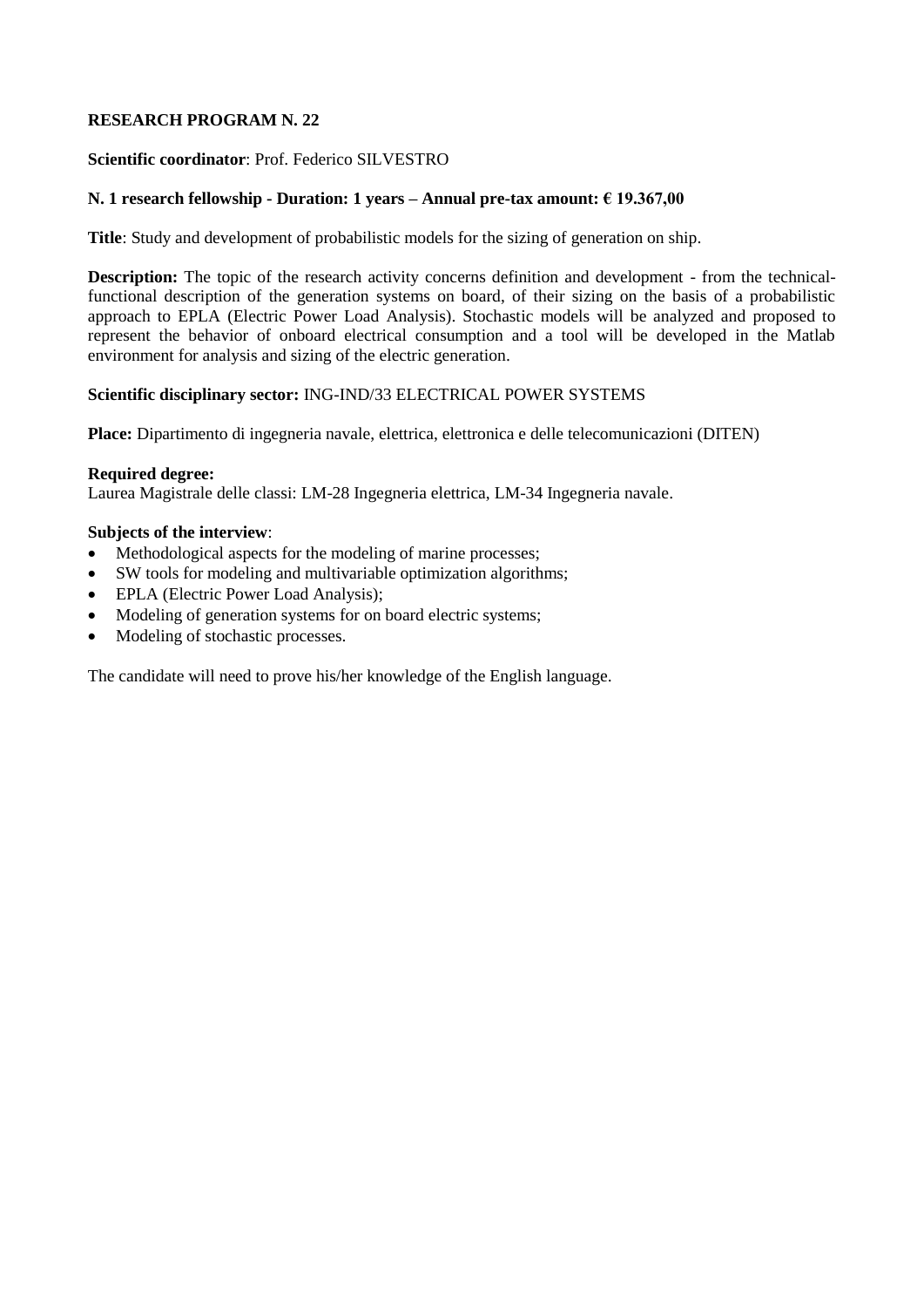**RESEARCH PROGRAM N. 22**

**Scientific coordinator**: Prof. Federico SILVESTRO

**N. 1 research fellowship - Duration: 1 years – Annual pre-tax amount: € 19.367,00**

**Title**: Study and development of probabilistic models for the sizing of generation on ship.

**Description:** The topic of the research activity concerns definition and development - from the technical-functional description of the generation systems on board, of their sizing on the basis of a probabilistic approach to EPLA (Electric Power Load Analysis). Stochastic models will be analyzed and proposed to represent the behavior of onboard electrical consumption and a tool will be developed in the Matlab environment for analysis and sizing of the electric generation.

**Scientific disciplinary sector:** ING-IND/33 ELECTRICAL POWER SYSTEMS

**Place:** Dipartimento di ingegneria navale, elettrica, elettronica e delle telecomunicazioni (DITEN)

**Required degree:**
Laurea Magistrale delle classi: LM-28 Ingegneria elettrica, LM-34 Ingegneria navale.

**Subjects of the interview**:

- Methodological aspects for the modeling of marine processes;
- SW tools for modeling and multivariable optimization algorithms;
- EPLA (Electric Power Load Analysis);
- Modeling of generation systems for on board electric systems;
- Modeling of stochastic processes.

The candidate will need to prove his/her knowledge of the English language.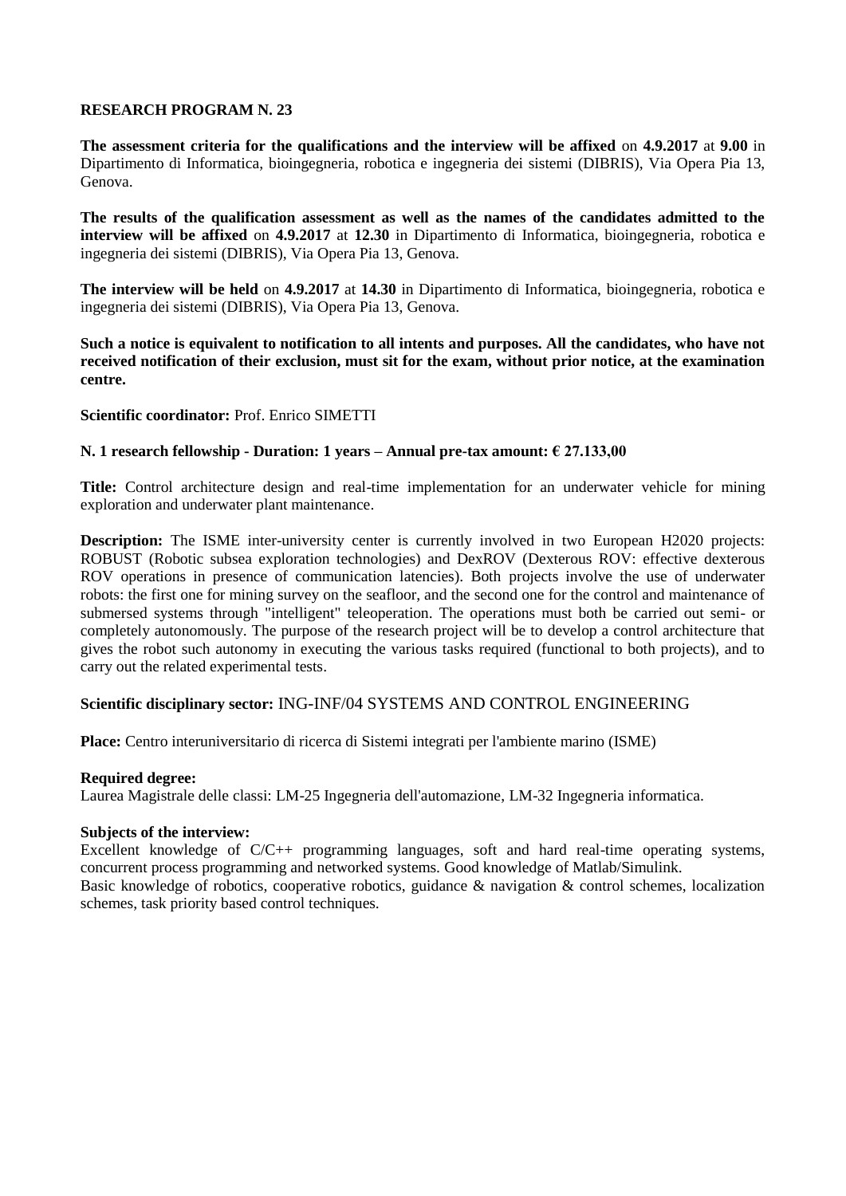**RESEARCH PROGRAM N. 23**

**The assessment criteria for the qualifications and the interview will be affixed** on **4.9.2017** at **9.00** in Dipartimento di Informatica, bioingegneria, robotica e ingegneria dei sistemi (DIBRIS), Via Opera Pia 13, Genova.

**The results of the qualification assessment as well as the names of the candidates admitted to the interview will be affixed** on **4.9.2017** at **12.30** in Dipartimento di Informatica, bioingegneria, robotica e ingegneria dei sistemi (DIBRIS), Via Opera Pia 13, Genova.

**The interview will be held** on **4.9.2017** at **14.30** in Dipartimento di Informatica, bioingegneria, robotica e ingegneria dei sistemi (DIBRIS), Via Opera Pia 13, Genova.

**Such a notice is equivalent to notification to all intents and purposes. All the candidates, who have not received notification of their exclusion, must sit for the exam, without prior notice, at the examination centre.**

**Scientific coordinator:** Prof. Enrico SIMETTI

**N. 1 research fellowship - Duration: 1 years – Annual pre-tax amount: € 27.133,00**

**Title:** Control architecture design and real-time implementation for an underwater vehicle for mining exploration and underwater plant maintenance.

**Description:** The ISME inter-university center is currently involved in two European H2020 projects: ROBUST (Robotic subsea exploration technologies) and DexROV (Dexterous ROV: effective dexterous ROV operations in presence of communication latencies). Both projects involve the use of underwater robots: the first one for mining survey on the seafloor, and the second one for the control and maintenance of submersed systems through "intelligent" teleoperation. The operations must both be carried out semi- or completely autonomously. The purpose of the research project will be to develop a control architecture that gives the robot such autonomy in executing the various tasks required (functional to both projects), and to carry out the related experimental tests.

**Scientific disciplinary sector:** ING-INF/04 SYSTEMS AND CONTROL ENGINEERING

**Place:** Centro interuniversitario di ricerca di Sistemi integrati per l'ambiente marino (ISME)

**Required degree:**
Laurea Magistrale delle classi: LM-25 Ingegneria dell'automazione, LM-32 Ingegneria informatica.

**Subjects of the interview:**
Excellent knowledge of C/C++ programming languages, soft and hard real-time operating systems, concurrent process programming and networked systems. Good knowledge of Matlab/Simulink.
Basic knowledge of robotics, cooperative robotics, guidance & navigation & control schemes, localization schemes, task priority based control techniques.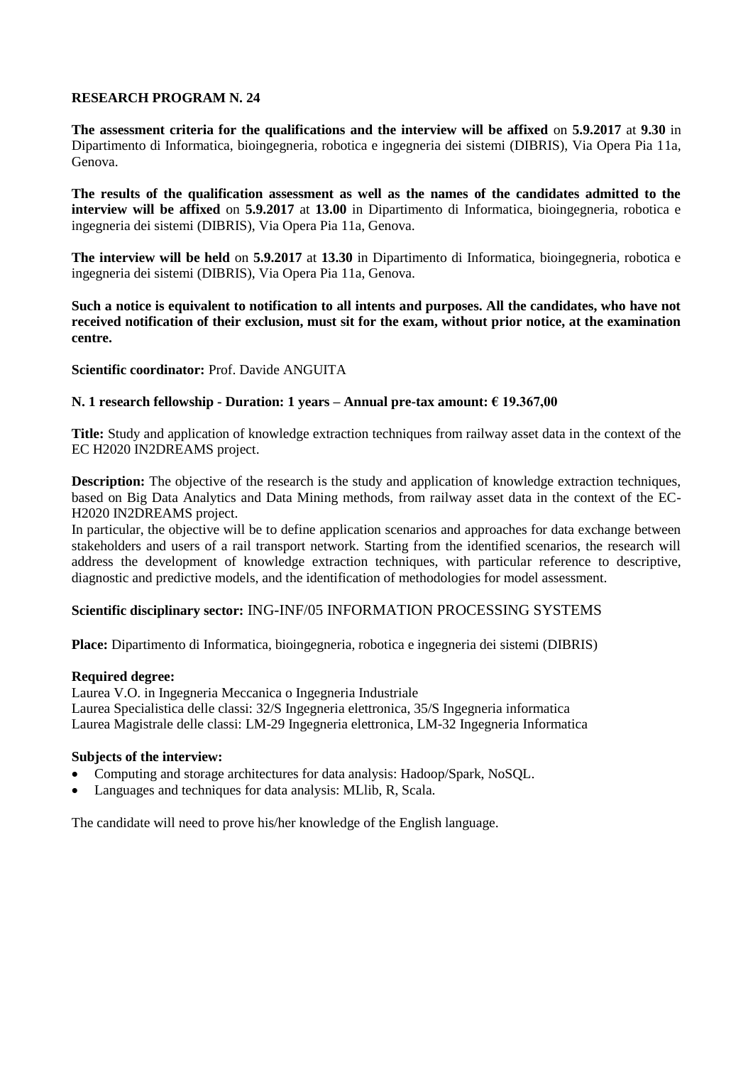**RESEARCH PROGRAM N. 24**

**The assessment criteria for the qualifications and the interview will be affixed** on **5.9.2017** at **9.30** in Dipartimento di Informatica, bioingegneria, robotica e ingegneria dei sistemi (DIBRIS), Via Opera Pia 11a, Genova.

**The results of the qualification assessment as well as the names of the candidates admitted to the interview will be affixed** on **5.9.2017** at **13.00** in Dipartimento di Informatica, bioingegneria, robotica e ingegneria dei sistemi (DIBRIS), Via Opera Pia 11a, Genova.

**The interview will be held** on **5.9.2017** at **13.30** in Dipartimento di Informatica, bioingegneria, robotica e ingegneria dei sistemi (DIBRIS), Via Opera Pia 11a, Genova.

**Such a notice is equivalent to notification to all intents and purposes. All the candidates, who have not received notification of their exclusion, must sit for the exam, without prior notice, at the examination centre.**

**Scientific coordinator:** Prof. Davide ANGUITA

**N. 1 research fellowship - Duration: 1 years – Annual pre-tax amount: € 19.367,00**

**Title:** Study and application of knowledge extraction techniques from railway asset data in the context of the EC H2020 IN2DREAMS project.

**Description:** The objective of the research is the study and application of knowledge extraction techniques, based on Big Data Analytics and Data Mining methods, from railway asset data in the context of the EC-H2020 IN2DREAMS project.
In particular, the objective will be to define application scenarios and approaches for data exchange between stakeholders and users of a rail transport network. Starting from the identified scenarios, the research will address the development of knowledge extraction techniques, with particular reference to descriptive, diagnostic and predictive models, and the identification of methodologies for model assessment.

**Scientific disciplinary sector:** ING-INF/05 INFORMATION PROCESSING SYSTEMS

**Place:** Dipartimento di Informatica, bioingegneria, robotica e ingegneria dei sistemi (DIBRIS)

**Required degree:**
Laurea V.O. in Ingegneria Meccanica o Ingegneria Industriale
Laurea Specialistica delle classi: 32/S Ingegneria elettronica, 35/S Ingegneria informatica
Laurea Magistrale delle classi: LM-29 Ingegneria elettronica, LM-32 Ingegneria Informatica

**Subjects of the interview:**

- Computing and storage architectures for data analysis: Hadoop/Spark, NoSQL.
- Languages and techniques for data analysis: MLlib, R, Scala.

The candidate will need to prove his/her knowledge of the English language.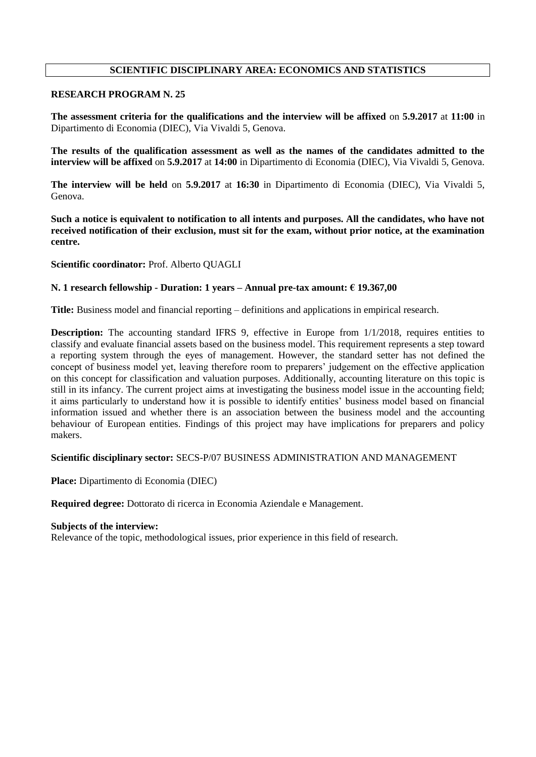## SCIENTIFIC DISCIPLINARY AREA: ECONOMICS AND STATISTICS

### RESEARCH PROGRAM N. 25

**The assessment criteria for the qualifications and the interview will be affixed** on **5.9.2017** at **11:00** in Dipartimento di Economia (DIEC), Via Vivaldi 5, Genova.

**The results of the qualification assessment as well as the names of the candidates admitted to the interview will be affixed** on **5.9.2017** at **14:00** in Dipartimento di Economia (DIEC), Via Vivaldi 5, Genova.

**The interview will be held** on **5.9.2017** at **16:30** in Dipartimento di Economia (DIEC), Via Vivaldi 5, Genova.

**Such a notice is equivalent to notification to all intents and purposes. All the candidates, who have not received notification of their exclusion, must sit for the exam, without prior notice, at the examination centre.**

**Scientific coordinator:** Prof. Alberto QUAGLI

**N. 1 research fellowship - Duration: 1 years – Annual pre-tax amount: € 19.367,00**

**Title:** Business model and financial reporting – definitions and applications in empirical research.

**Description:** The accounting standard IFRS 9, effective in Europe from 1/1/2018, requires entities to classify and evaluate financial assets based on the business model. This requirement represents a step toward a reporting system through the eyes of management. However, the standard setter has not defined the concept of business model yet, leaving therefore room to preparers' judgement on the effective application on this concept for classification and valuation purposes. Additionally, accounting literature on this topic is still in its infancy. The current project aims at investigating the business model issue in the accounting field; it aims particularly to understand how it is possible to identify entities' business model based on financial information issued and whether there is an association between the business model and the accounting behaviour of European entities. Findings of this project may have implications for preparers and policy makers.

**Scientific disciplinary sector:** SECS-P/07 BUSINESS ADMINISTRATION AND MANAGEMENT

**Place:** Dipartimento di Economia (DIEC)

**Required degree:** Dottorato di ricerca in Economia Aziendale e Management.

**Subjects of the interview:**
Relevance of the topic, methodological issues, prior experience in this field of research.